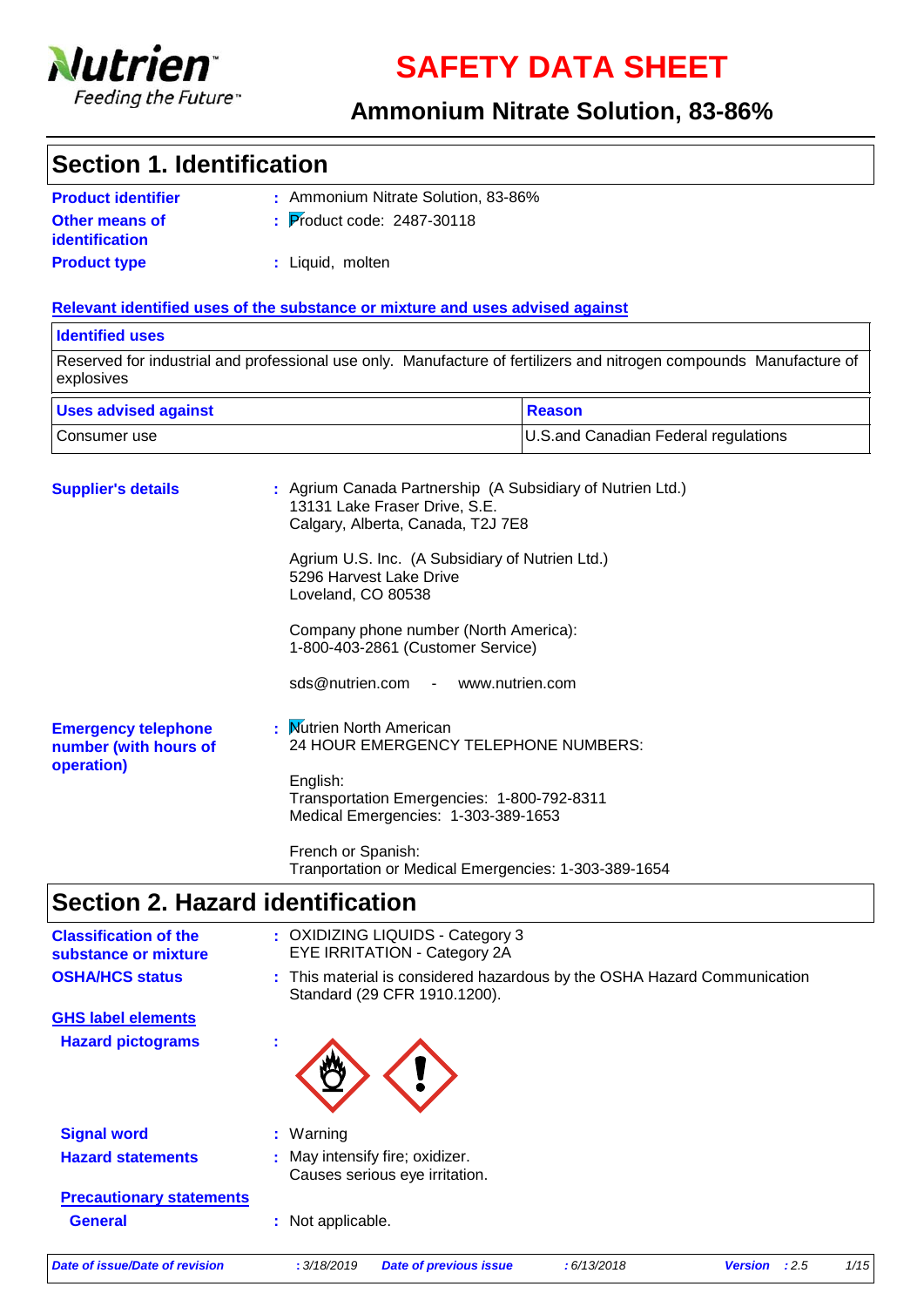Nutrien
Feeding the Future™

# SAFETY DATA SHEET

## Ammonium Nitrate Solution, 83-86%

## Section 1. Identification

**Product identifier** : Ammonium Nitrate Solution, 83-86%

**Other means of identification** : Product code: 2487-30118

**Product type** : Liquid, molten

**Relevant identified uses of the substance or mixture and uses advised against**

| Identified uses | |
|---|---|
| Reserved for industrial and professional use only. Manufacture of fertilizers and nitrogen compounds Manufacture of explosives | |

| Uses advised against | Reason |
|---|---|
| Consumer use | U.S.and Canadian Federal regulations |

**Supplier's details** : Agrium Canada Partnership (A Subsidiary of Nutrien Ltd.)
13131 Lake Fraser Drive, S.E.
Calgary, Alberta, Canada, T2J 7E8

Agrium U.S. Inc. (A Subsidiary of Nutrien Ltd.)
5296 Harvest Lake Drive
Loveland, CO 80538

Company phone number (North America):
1-800-403-2861 (Customer Service)

sds@nutrien.com - www.nutrien.com

**Emergency telephone number (with hours of operation)** : Nutrien North American
24 HOUR EMERGENCY TELEPHONE NUMBERS:

English:
Transportation Emergencies: 1-800-792-8311
Medical Emergencies: 1-303-389-1653

French or Spanish:
Tranportation or Medical Emergencies: 1-303-389-1654

## Section 2. Hazard identification

**Classification of the substance or mixture** : OXIDIZING LIQUIDS - Category 3
EYE IRRITATION - Category 2A

**OSHA/HCS status** : This material is considered hazardous by the OSHA Hazard Communication Standard (29 CFR 1910.1200).

**GHS label elements**

**Hazard pictograms** :

**Signal word** : Warning

**Hazard statements** : May intensify fire; oxidizer.
Causes serious eye irritation.

**Precautionary statements**

**General** : Not applicable.

*Date of issue/Date of revision* : 3/18/2019 *Date of previous issue* : 6/13/2018 *Version* : 2.5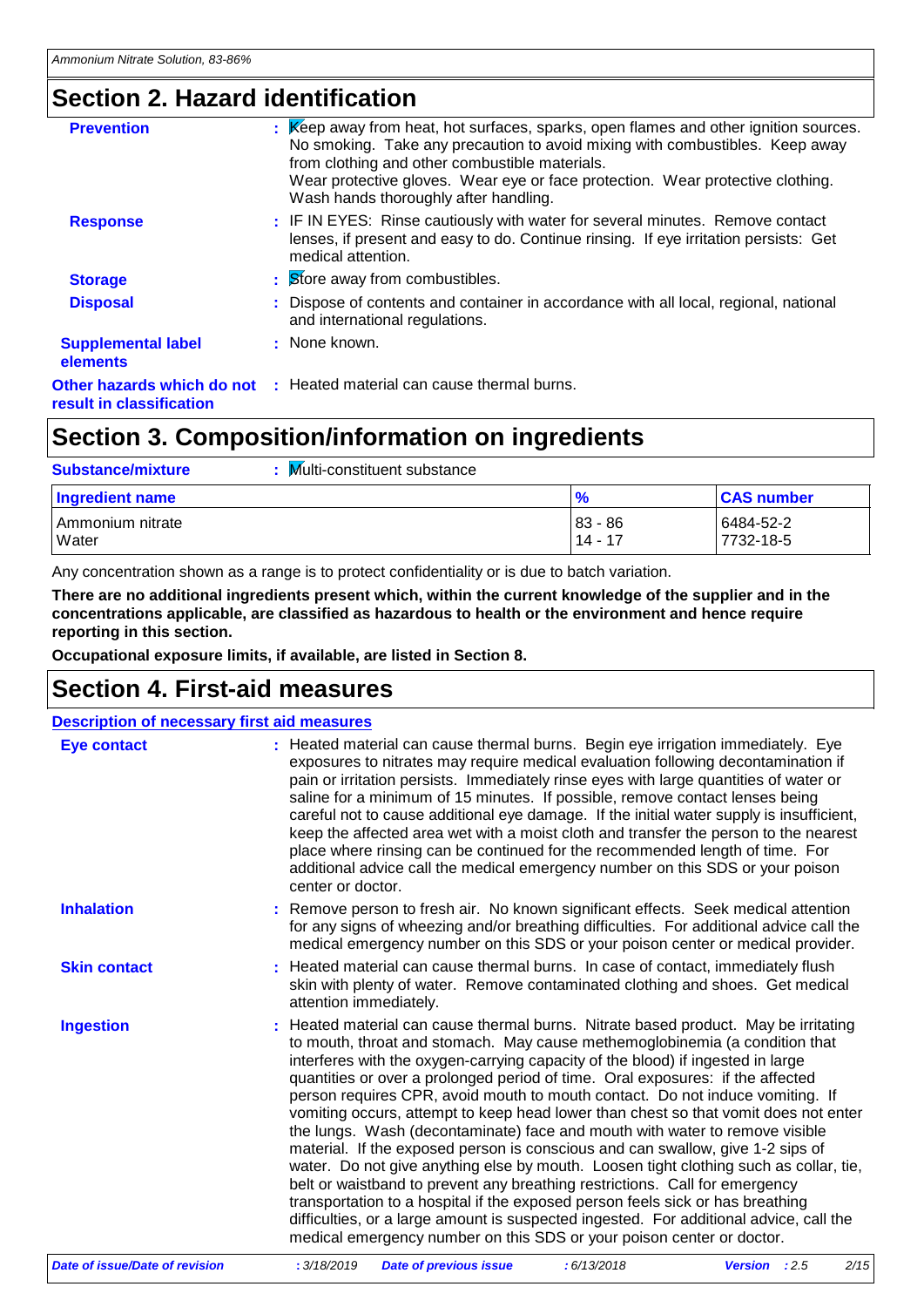## Section 2. Hazard identification

**Prevention** : Keep away from heat, hot surfaces, sparks, open flames and other ignition sources. No smoking. Take any precaution to avoid mixing with combustibles. Keep away from clothing and other combustible materials.
Wear protective gloves. Wear eye or face protection. Wear protective clothing. Wash hands thoroughly after handling.

**Response** : IF IN EYES: Rinse cautiously with water for several minutes. Remove contact lenses, if present and easy to do. Continue rinsing. If eye irritation persists: Get medical attention.

**Storage** : Store away from combustibles.

**Disposal** : Dispose of contents and container in accordance with all local, regional, national and international regulations.

**Supplemental label elements** : None known.

**Other hazards which do not result in classification** : Heated material can cause thermal burns.

## Section 3. Composition/information on ingredients

**Substance/mixture** : Multi-constituent substance

| Ingredient name | % | CAS number |
|---|---|---|
| Ammonium nitrate | 83 - 86 | 6484-52-2 |
| Water | 14 - 17 | 7732-18-5 |

Any concentration shown as a range is to protect confidentiality or is due to batch variation.

**There are no additional ingredients present which, within the current knowledge of the supplier and in the concentrations applicable, are classified as hazardous to health or the environment and hence require reporting in this section.**

**Occupational exposure limits, if available, are listed in Section 8.**

## Section 4. First-aid measures

### Description of necessary first aid measures

**Eye contact** : Heated material can cause thermal burns. Begin eye irrigation immediately. Eye exposures to nitrates may require medical evaluation following decontamination if pain or irritation persists. Immediately rinse eyes with large quantities of water or saline for a minimum of 15 minutes. If possible, remove contact lenses being careful not to cause additional eye damage. If the initial water supply is insufficient, keep the affected area wet with a moist cloth and transfer the person to the nearest place where rinsing can be continued for the recommended length of time. For additional advice call the medical emergency number on this SDS or your poison center or doctor.

**Inhalation** : Remove person to fresh air. No known significant effects. Seek medical attention for any signs of wheezing and/or breathing difficulties. For additional advice call the medical emergency number on this SDS or your poison center or medical provider.

**Skin contact** : Heated material can cause thermal burns. In case of contact, immediately flush skin with plenty of water. Remove contaminated clothing and shoes. Get medical attention immediately.

**Ingestion** : Heated material can cause thermal burns. Nitrate based product. May be irritating to mouth, throat and stomach. May cause methemoglobinemia (a condition that interferes with the oxygen-carrying capacity of the blood) if ingested in large quantities or over a prolonged period of time. Oral exposures: if the affected person requires CPR, avoid mouth to mouth contact. Do not induce vomiting. If vomiting occurs, attempt to keep head lower than chest so that vomit does not enter the lungs. Wash (decontaminate) face and mouth with water to remove visible material. If the exposed person is conscious and can swallow, give 1-2 sips of water. Do not give anything else by mouth. Loosen tight clothing such as collar, tie, belt or waistband to prevent any breathing restrictions. Call for emergency transportation to a hospital if the exposed person feels sick or has breathing difficulties, or a large amount is suspected ingested. For additional advice, call the medical emergency number on this SDS or your poison center or doctor.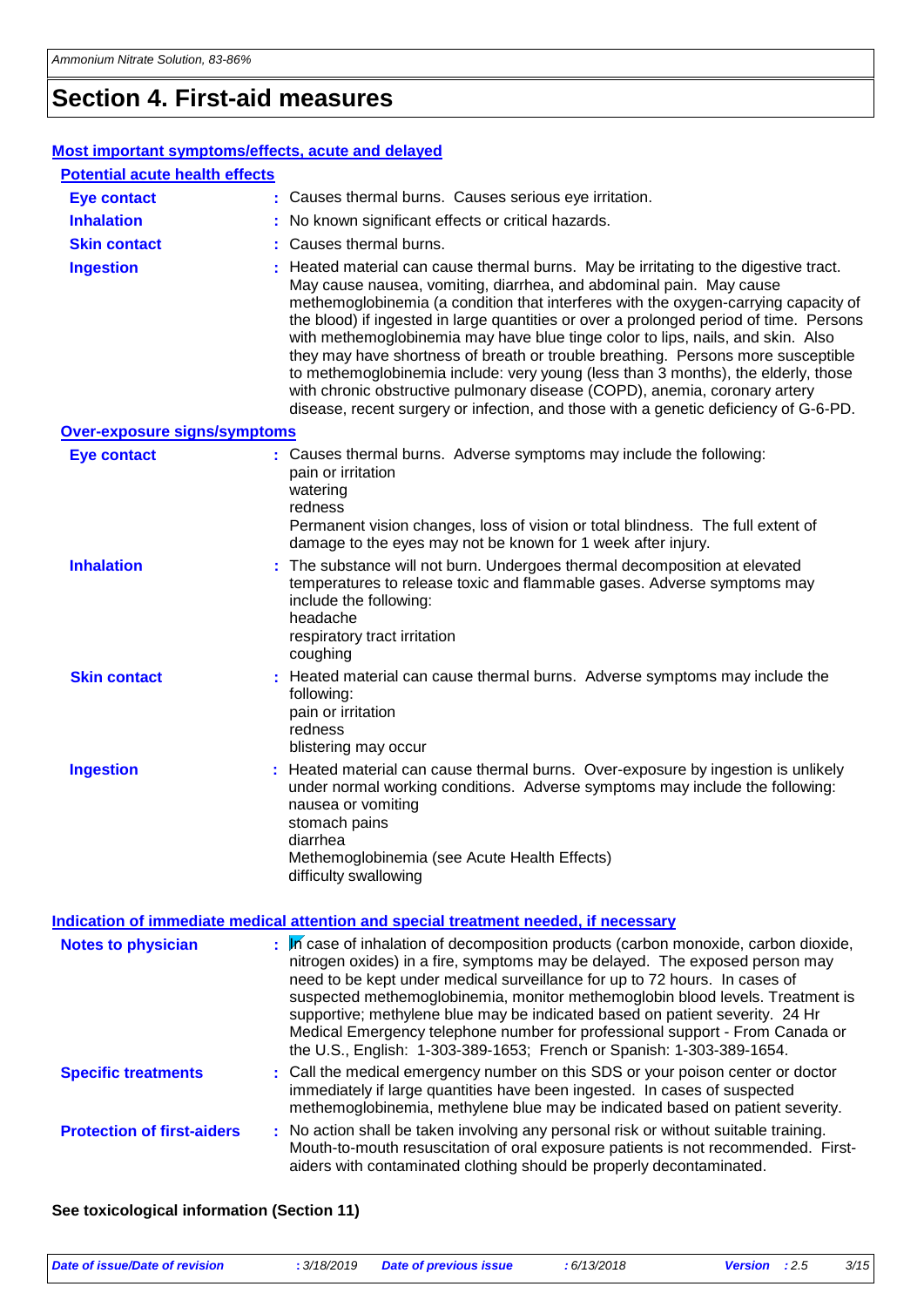# Section 4. First-aid measures

## Most important symptoms/effects, acute and delayed

### Potential acute health effects

**Eye contact** : Causes thermal burns. Causes serious eye irritation.

**Inhalation** : No known significant effects or critical hazards.

**Skin contact** : Causes thermal burns.

**Ingestion** : Heated material can cause thermal burns. May be irritating to the digestive tract. May cause nausea, vomiting, diarrhea, and abdominal pain. May cause methemoglobinemia (a condition that interferes with the oxygen-carrying capacity of the blood) if ingested in large quantities or over a prolonged period of time. Persons with methemoglobinemia may have blue tinge color to lips, nails, and skin. Also they may have shortness of breath or trouble breathing. Persons more susceptible to methemoglobinemia include: very young (less than 3 months), the elderly, those with chronic obstructive pulmonary disease (COPD), anemia, coronary artery disease, recent surgery or infection, and those with a genetic deficiency of G-6-PD.

### Over-exposure signs/symptoms

**Eye contact** : Causes thermal burns. Adverse symptoms may include the following:
pain or irritation
watering
redness
Permanent vision changes, loss of vision or total blindness. The full extent of damage to the eyes may not be known for 1 week after injury.

**Inhalation** : The substance will not burn. Undergoes thermal decomposition at elevated temperatures to release toxic and flammable gases. Adverse symptoms may include the following:
headache
respiratory tract irritation
coughing

**Skin contact** : Heated material can cause thermal burns. Adverse symptoms may include the following:
pain or irritation
redness
blistering may occur

**Ingestion** : Heated material can cause thermal burns. Over-exposure by ingestion is unlikely under normal working conditions. Adverse symptoms may include the following:
nausea or vomiting
stomach pains
diarrhea
Methemoglobinemia (see Acute Health Effects)
difficulty swallowing

## Indication of immediate medical attention and special treatment needed, if necessary

**Notes to physician** : In case of inhalation of decomposition products (carbon monoxide, carbon dioxide, nitrogen oxides) in a fire, symptoms may be delayed. The exposed person may need to be kept under medical surveillance for up to 72 hours. In cases of suspected methemoglobinemia, monitor methemoglobin blood levels. Treatment is supportive; methylene blue may be indicated based on patient severity. 24 Hr Medical Emergency telephone number for professional support - From Canada or the U.S., English: 1-303-389-1653; French or Spanish: 1-303-389-1654.

**Specific treatments** : Call the medical emergency number on this SDS or your poison center or doctor immediately if large quantities have been ingested. In cases of suspected methemoglobinemia, methylene blue may be indicated based on patient severity.

**Protection of first-aiders** : No action shall be taken involving any personal risk or without suitable training. Mouth-to-mouth resuscitation of oral exposure patients is not recommended. First-aiders with contaminated clothing should be properly decontaminated.

**See toxicological information (Section 11)**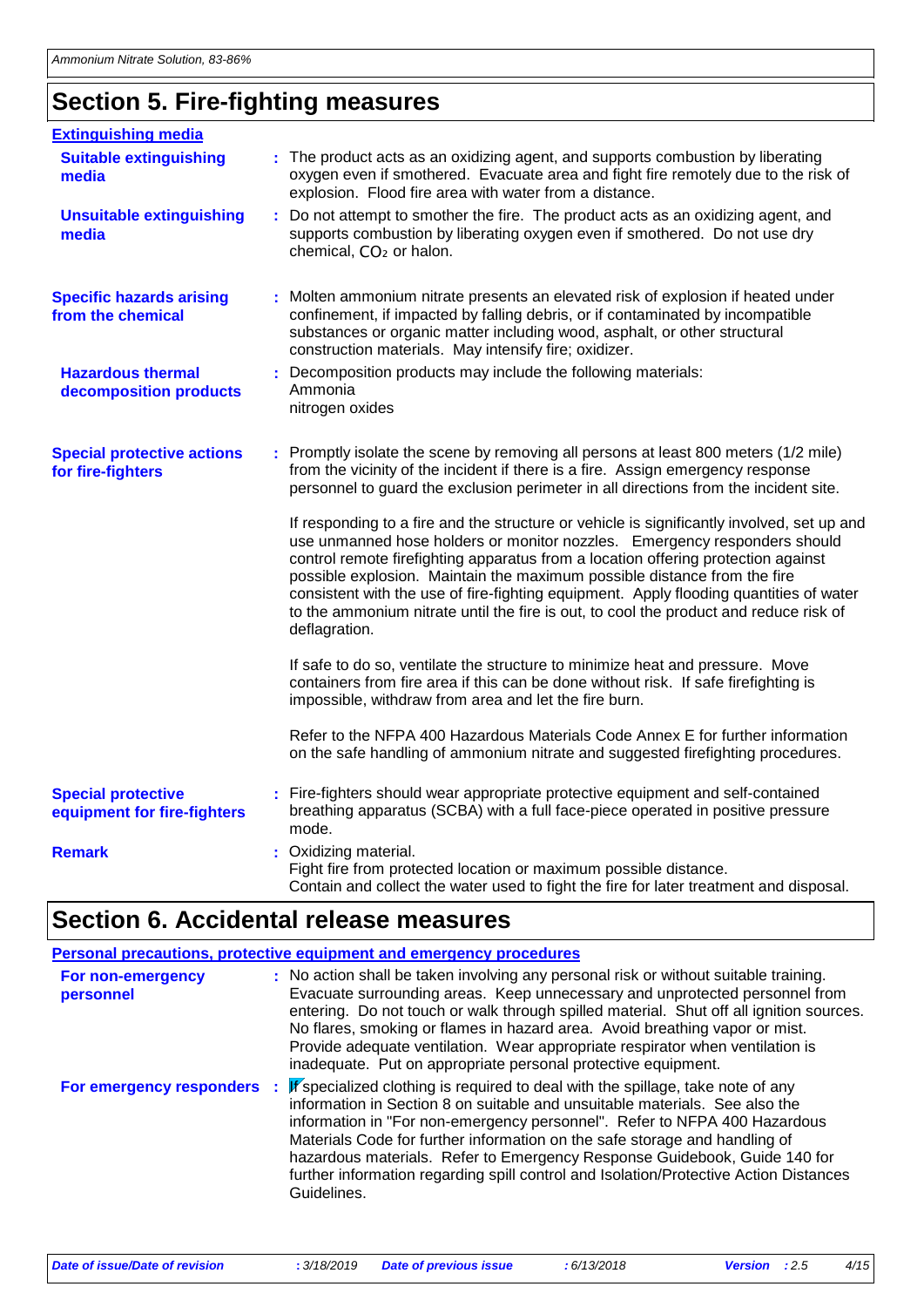## Section 5. Fire-fighting measures

### Extinguishing media

**Suitable extinguishing media** : The product acts as an oxidizing agent, and supports combustion by liberating oxygen even if smothered. Evacuate area and fight fire remotely due to the risk of explosion. Flood fire area with water from a distance.

**Unsuitable extinguishing media** : Do not attempt to smother the fire. The product acts as an oxidizing agent, and supports combustion by liberating oxygen even if smothered. Do not use dry chemical, $CO_2$ or halon.

**Specific hazards arising from the chemical** : Molten ammonium nitrate presents an elevated risk of explosion if heated under confinement, if impacted by falling debris, or if contaminated by incompatible substances or organic matter including wood, asphalt, or other structural construction materials. May intensify fire; oxidizer.

**Hazardous thermal decomposition products** : Decomposition products may include the following materials:
Ammonia
nitrogen oxides

**Special protective actions for fire-fighters** : Promptly isolate the scene by removing all persons at least 800 meters (1/2 mile) from the vicinity of the incident if there is a fire. Assign emergency response personnel to guard the exclusion perimeter in all directions from the incident site.

If responding to a fire and the structure or vehicle is significantly involved, set up and use unmanned hose holders or monitor nozzles. Emergency responders should control remote firefighting apparatus from a location offering protection against possible explosion. Maintain the maximum possible distance from the fire consistent with the use of fire-fighting equipment. Apply flooding quantities of water to the ammonium nitrate until the fire is out, to cool the product and reduce risk of deflagration.

If safe to do so, ventilate the structure to minimize heat and pressure. Move containers from fire area if this can be done without risk. If safe firefighting is impossible, withdraw from area and let the fire burn.

Refer to the NFPA 400 Hazardous Materials Code Annex E for further information on the safe handling of ammonium nitrate and suggested firefighting procedures.

**Special protective equipment for fire-fighters** : Fire-fighters should wear appropriate protective equipment and self-contained breathing apparatus (SCBA) with a full face-piece operated in positive pressure mode.

**Remark** : Oxidizing material.
Fight fire from protected location or maximum possible distance.
Contain and collect the water used to fight the fire for later treatment and disposal.

## Section 6. Accidental release measures

### Personal precautions, protective equipment and emergency procedures

**For non-emergency personnel** : No action shall be taken involving any personal risk or without suitable training. Evacuate surrounding areas. Keep unnecessary and unprotected personnel from entering. Do not touch or walk through spilled material. Shut off all ignition sources. No flares, smoking or flames in hazard area. Avoid breathing vapor or mist. Provide adequate ventilation. Wear appropriate respirator when ventilation is inadequate. Put on appropriate personal protective equipment.

**For emergency responders** : If specialized clothing is required to deal with the spillage, take note of any information in Section 8 on suitable and unsuitable materials. See also the information in "For non-emergency personnel". Refer to NFPA 400 Hazardous Materials Code for further information on the safe storage and handling of hazardous materials. Refer to Emergency Response Guidebook, Guide 140 for further information regarding spill control and Isolation/Protective Action Distances Guidelines.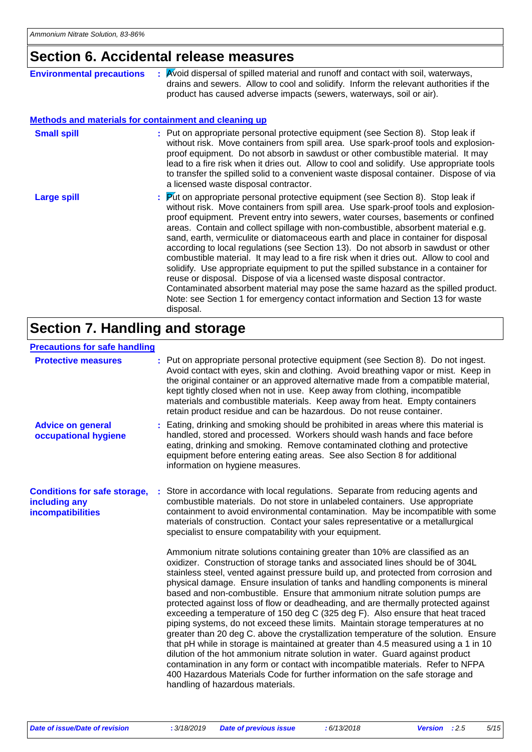## Section 6. Accidental release measures

**Environmental precautions** : Avoid dispersal of spilled material and runoff and contact with soil, waterways, drains and sewers. Allow to cool and solidify. Inform the relevant authorities if the product has caused adverse impacts (sewers, waterways, soil or air).

### Methods and materials for containment and cleaning up

**Small spill** : Put on appropriate personal protective equipment (see Section 8). Stop leak if without risk. Move containers from spill area. Use spark-proof tools and explosion-proof equipment. Do not absorb in sawdust or other combustible material. It may lead to a fire risk when it dries out. Allow to cool and solidify. Use appropriate tools to transfer the spilled solid to a convenient waste disposal container. Dispose of via a licensed waste disposal contractor.

**Large spill** : Put on appropriate personal protective equipment (see Section 8). Stop leak if without risk. Move containers from spill area. Use spark-proof tools and explosion-proof equipment. Prevent entry into sewers, water courses, basements or confined areas. Contain and collect spillage with non-combustible, absorbent material e.g. sand, earth, vermiculite or diatomaceous earth and place in container for disposal according to local regulations (see Section 13). Do not absorb in sawdust or other combustible material. It may lead to a fire risk when it dries out. Allow to cool and solidify. Use appropriate equipment to put the spilled substance in a container for reuse or disposal. Dispose of via a licensed waste disposal contractor. Contaminated absorbent material may pose the same hazard as the spilled product. Note: see Section 1 for emergency contact information and Section 13 for waste disposal.

## Section 7. Handling and storage

### Precautions for safe handling

**Protective measures** : Put on appropriate personal protective equipment (see Section 8). Do not ingest. Avoid contact with eyes, skin and clothing. Avoid breathing vapor or mist. Keep in the original container or an approved alternative made from a compatible material, kept tightly closed when not in use. Keep away from clothing, incompatible materials and combustible materials. Keep away from heat. Empty containers retain product residue and can be hazardous. Do not reuse container.

**Advice on general occupational hygiene** : Eating, drinking and smoking should be prohibited in areas where this material is handled, stored and processed. Workers should wash hands and face before eating, drinking and smoking. Remove contaminated clothing and protective equipment before entering eating areas. See also Section 8 for additional information on hygiene measures.

**Conditions for safe storage, including any incompatibilities** : Store in accordance with local regulations. Separate from reducing agents and combustible materials. Do not store in unlabeled containers. Use appropriate containment to avoid environmental contamination. May be incompatible with some materials of construction. Contact your sales representative or a metallurgical specialist to ensure compatability with your equipment.

Ammonium nitrate solutions containing greater than 10% are classified as an oxidizer. Construction of storage tanks and associated lines should be of 304L stainless steel, vented against pressure build up, and protected from corrosion and physical damage. Ensure insulation of tanks and handling components is mineral based and non-combustible. Ensure that ammonium nitrate solution pumps are protected against loss of flow or deadheading, and are thermally protected against exceeding a temperature of 150 deg C (325 deg F). Also ensure that heat traced piping systems, do not exceed these limits. Maintain storage temperatures at no greater than 20 deg C. above the crystallization temperature of the solution. Ensure that pH while in storage is maintained at greater than 4.5 measured using a 1 in 10 dilution of the hot ammonium nitrate solution in water. Guard against product contamination in any form or contact with incompatible materials. Refer to NFPA 400 Hazardous Materials Code for further information on the safe storage and handling of hazardous materials.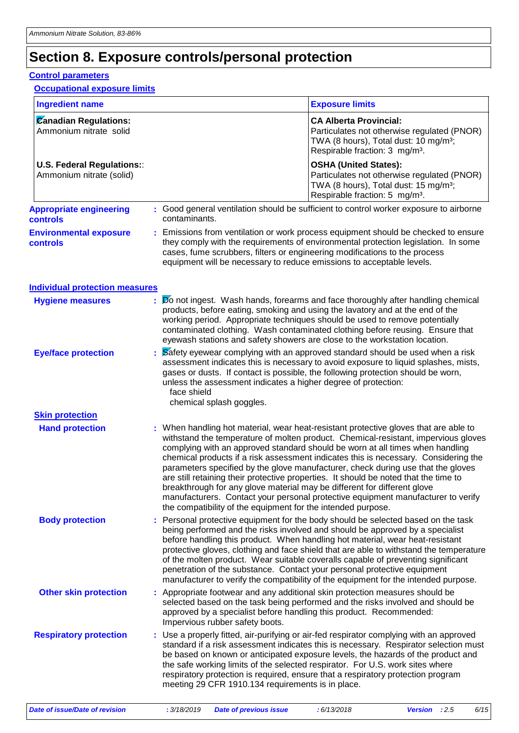# Section 8. Exposure controls/personal protection

**Control parameters**

**Occupational exposure limits**

| Ingredient name | Exposure limits |
|---|---|
| **Canadian Regulations:** Ammonium nitrate solid | **CA Alberta Provincial:** Particulates not otherwise regulated (PNOR) TWA (8 hours), Total dust: 10 mg/m³; Respirable fraction: 3 mg/m³. |
| **U.S. Federal Regulations::** Ammonium nitrate (solid) | **OSHA (United States):** Particulates not otherwise regulated (PNOR) TWA (8 hours), Total dust: 15 mg/m³; Respirable fraction: 5 mg/m³. |

**Appropriate engineering controls** : Good general ventilation should be sufficient to control worker exposure to airborne contaminants.

**Environmental exposure controls** : Emissions from ventilation or work process equipment should be checked to ensure they comply with the requirements of environmental protection legislation. In some cases, fume scrubbers, filters or engineering modifications to the process equipment will be necessary to reduce emissions to acceptable levels.

**Individual protection measures**

**Hygiene measures** : Do not ingest. Wash hands, forearms and face thoroughly after handling chemical products, before eating, smoking and using the lavatory and at the end of the working period. Appropriate techniques should be used to remove potentially contaminated clothing. Wash contaminated clothing before reusing. Ensure that eyewash stations and safety showers are close to the workstation location.

**Eye/face protection** : Safety eyewear complying with an approved standard should be used when a risk assessment indicates this is necessary to avoid exposure to liquid splashes, mists, gases or dusts. If contact is possible, the following protection should be worn, unless the assessment indicates a higher degree of protection:
face shield
chemical splash goggles.

**Skin protection**

**Hand protection** : When handling hot material, wear heat-resistant protective gloves that are able to withstand the temperature of molten product. Chemical-resistant, impervious gloves complying with an approved standard should be worn at all times when handling chemical products if a risk assessment indicates this is necessary. Considering the parameters specified by the glove manufacturer, check during use that the gloves are still retaining their protective properties. It should be noted that the time to breakthrough for any glove material may be different for different glove manufacturers. Contact your personal protective equipment manufacturer to verify the compatibility of the equipment for the intended purpose.

**Body protection** : Personal protective equipment for the body should be selected based on the task being performed and the risks involved and should be approved by a specialist before handling this product. When handling hot material, wear heat-resistant protective gloves, clothing and face shield that are able to withstand the temperature of the molten product. Wear suitable coveralls capable of preventing significant penetration of the substance. Contact your personal protective equipment manufacturer to verify the compatibility of the equipment for the intended purpose.

**Other skin protection** : Appropriate footwear and any additional skin protection measures should be selected based on the task being performed and the risks involved and should be approved by a specialist before handling this product. Recommended: Impervious rubber safety boots.

**Respiratory protection** : Use a properly fitted, air-purifying or air-fed respirator complying with an approved standard if a risk assessment indicates this is necessary. Respirator selection must be based on known or anticipated exposure levels, the hazards of the product and the safe working limits of the selected respirator. For U.S. work sites where respiratory protection is required, ensure that a respiratory protection program meeting 29 CFR 1910.134 requirements is in place.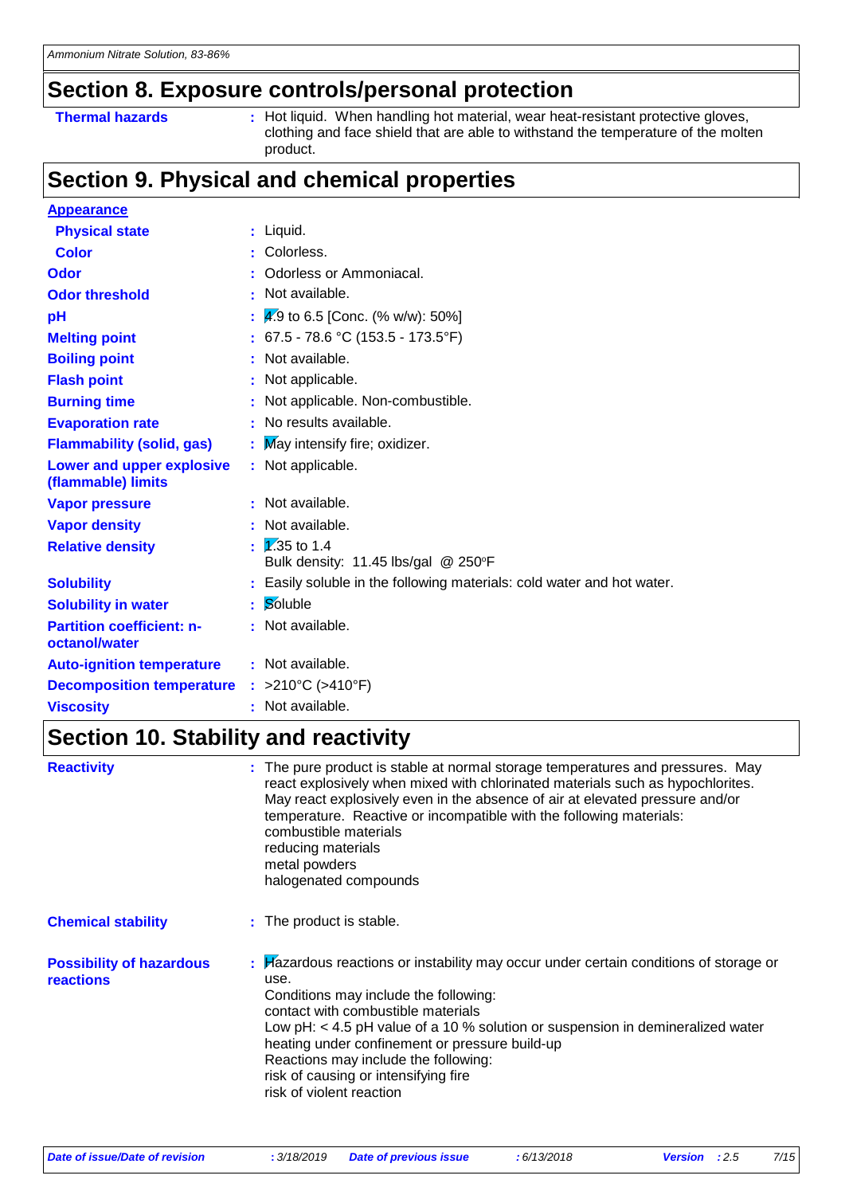## Section 8. Exposure controls/personal protection

| | |
|---|---|
| **Thermal hazards** | : Hot liquid. When handling hot material, wear heat-resistant protective gloves, clothing and face shield that are able to withstand the temperature of the molten product. |

## Section 9. Physical and chemical properties

**Appearance**

| | |
|---|---|
| **Physical state** | : Liquid. |
| **Color** | : Colorless. |
| **Odor** | : Odorless or Ammoniacal. |
| **Odor threshold** | : Not available. |
| **pH** | : 4.9 to 6.5 [Conc. (% w/w): 50%] |
| **Melting point** | : 67.5 - 78.6 °C (153.5 - 173.5°F) |
| **Boiling point** | : Not available. |
| **Flash point** | : Not applicable. |
| **Burning time** | : Not applicable. Non-combustible. |
| **Evaporation rate** | : No results available. |
| **Flammability (solid, gas)** | : May intensify fire; oxidizer. |
| **Lower and upper explosive (flammable) limits** | : Not applicable. |
| **Vapor pressure** | : Not available. |
| **Vapor density** | : Not available. |
| **Relative density** | : 1.35 to 1.4<br>Bulk density: 11.45 lbs/gal @ 250°F |
| **Solubility** | : Easily soluble in the following materials: cold water and hot water. |
| **Solubility in water** | : Soluble |
| **Partition coefficient: n-octanol/water** | : Not available. |
| **Auto-ignition temperature** | : Not available. |
| **Decomposition temperature** | : >210°C (>410°F) |
| **Viscosity** | : Not available. |

## Section 10. Stability and reactivity

| | |
|---|---|
| **Reactivity** | : The pure product is stable at normal storage temperatures and pressures. May react explosively when mixed with chlorinated materials such as hypochlorites. May react explosively even in the absence of air at elevated pressure and/or temperature. Reactive or incompatible with the following materials:<br>combustible materials<br>reducing materials<br>metal powders<br>halogenated compounds |
| **Chemical stability** | : The product is stable. |
| **Possibility of hazardous reactions** | : Hazardous reactions or instability may occur under certain conditions of storage or use.<br>Conditions may include the following:<br>contact with combustible materials<br>Low pH: < 4.5 pH value of a 10 % solution or suspension in demineralized water<br>heating under confinement or pressure build-up<br>Reactions may include the following:<br>risk of causing or intensifying fire<br>risk of violent reaction |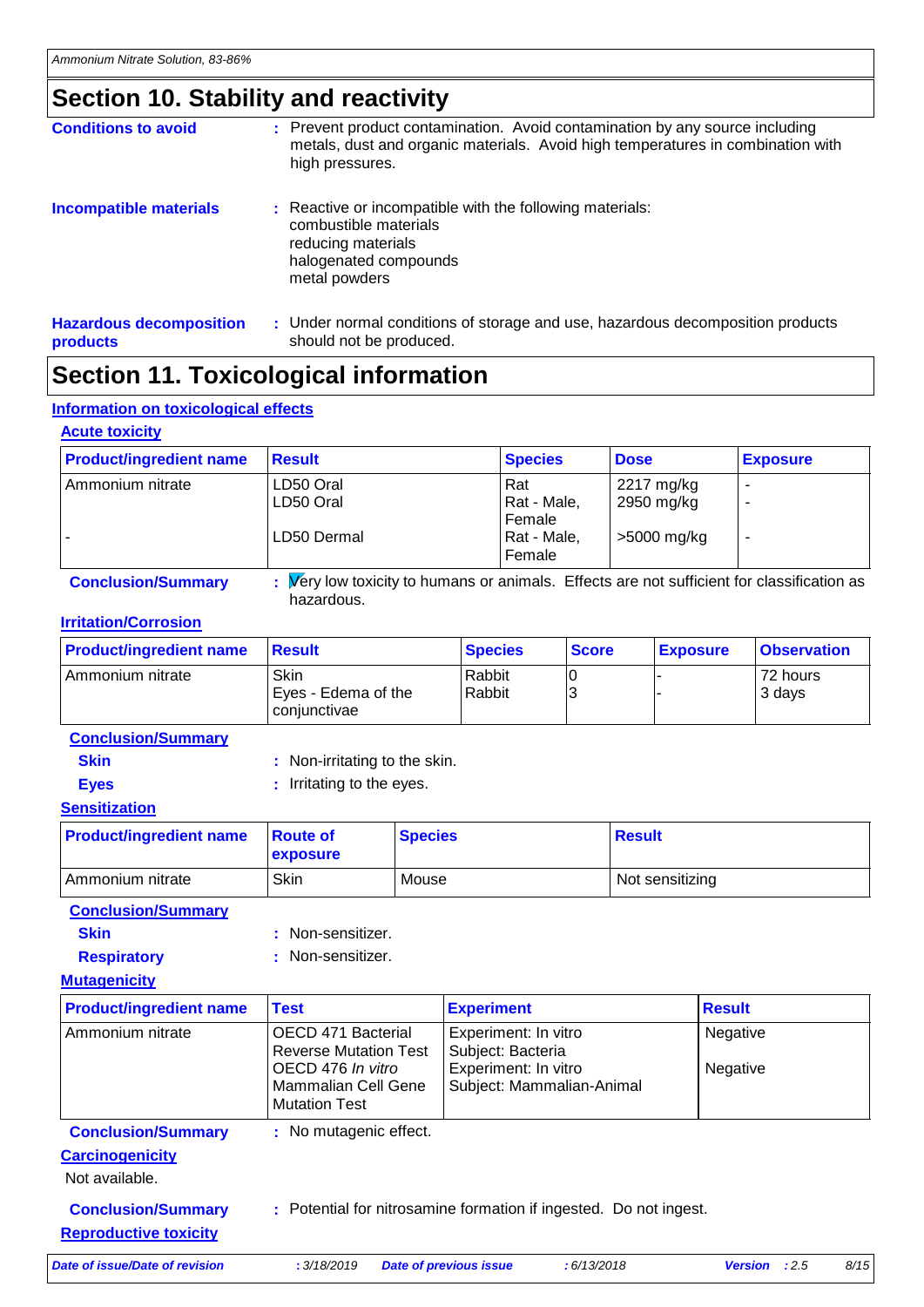## Section 10. Stability and reactivity

**Conditions to avoid** : Prevent product contamination. Avoid contamination by any source including metals, dust and organic materials. Avoid high temperatures in combination with high pressures.

**Incompatible materials** : Reactive or incompatible with the following materials:
combustible materials
reducing materials
halogenated compounds
metal powders

**Hazardous decomposition products** : Under normal conditions of storage and use, hazardous decomposition products should not be produced.

## Section 11. Toxicological information

### Information on toxicological effects

#### Acute toxicity

| Product/ingredient name | Result | Species | Dose | Exposure |
|---|---|---|---|---|
| Ammonium nitrate | LD50 Oral | Rat | 2217 mg/kg | - |
| | LD50 Oral | Rat - Male, Female | 2950 mg/kg | - |
| - | LD50 Dermal | Rat - Male, Female | >5000 mg/kg | - |

**Conclusion/Summary** : Very low toxicity to humans or animals. Effects are not sufficient for classification as hazardous.

#### Irritation/Corrosion

| Product/ingredient name | Result | Species | Score | Exposure | Observation |
|---|---|---|---|---|---|
| Ammonium nitrate | Skin | Rabbit | 0 | - | 72 hours |
| | Eyes - Edema of the conjunctivae | Rabbit | 3 | - | 3 days |

**Conclusion/Summary**

**Skin** : Non-irritating to the skin.

**Eyes** : Irritating to the eyes.

#### Sensitization

| Product/ingredient name | Route of exposure | Species | Result |
|---|---|---|---|
| Ammonium nitrate | Skin | Mouse | Not sensitizing |

**Conclusion/Summary**

**Skin** : Non-sensitizer.

**Respiratory** : Non-sensitizer.

#### Mutagenicity

| Product/ingredient name | Test | Experiment | Result |
|---|---|---|---|
| Ammonium nitrate | OECD 471 Bacterial Reverse Mutation Test | Experiment: In vitro Subject: Bacteria | Negative |
| | OECD 476 *In vitro* Mammalian Cell Gene Mutation Test | Experiment: In vitro Subject: Mammalian-Animal | Negative |

**Conclusion/Summary** : No mutagenic effect.

#### Carcinogenicity

Not available.

**Conclusion/Summary** : Potential for nitrosamine formation if ingested. Do not ingest.

#### Reproductive toxicity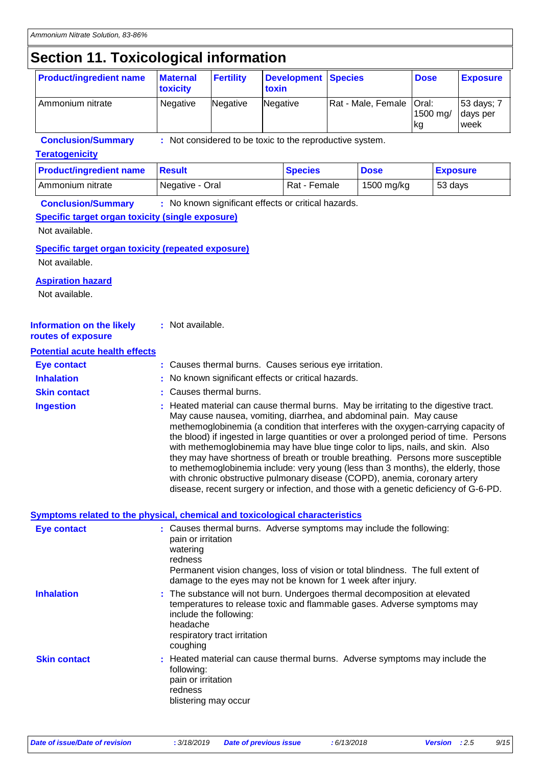# Section 11. Toxicological information

| Product/ingredient name | Maternal toxicity | Fertility | Development toxin | Species | Dose | Exposure |
|---|---|---|---|---|---|---|
| Ammonium nitrate | Negative | Negative | Negative | Rat - Male, Female | Oral: 1500 mg/kg | 53 days; 7 days per week |

**Conclusion/Summary** : Not considered to be toxic to the reproductive system.

**Teratogenicity**

| Product/ingredient name | Result | Species | Dose | Exposure |
|---|---|---|---|---|
| Ammonium nitrate | Negative - Oral | Rat - Female | 1500 mg/kg | 53 days |

**Conclusion/Summary** : No known significant effects or critical hazards.

**Specific target organ toxicity (single exposure)**

Not available.

**Specific target organ toxicity (repeated exposure)**

Not available.

**Aspiration hazard**

Not available.

**Information on the likely routes of exposure** : Not available.

**Potential acute health effects**

**Eye contact** : Causes thermal burns. Causes serious eye irritation.

**Inhalation** : No known significant effects or critical hazards.

**Skin contact** : Causes thermal burns.

**Ingestion** : Heated material can cause thermal burns. May be irritating to the digestive tract. May cause nausea, vomiting, diarrhea, and abdominal pain. May cause methemoglobinemia (a condition that interferes with the oxygen-carrying capacity of the blood) if ingested in large quantities or over a prolonged period of time. Persons with methemoglobinemia may have blue tinge color to lips, nails, and skin. Also they may have shortness of breath or trouble breathing. Persons more susceptible to methemoglobinemia include: very young (less than 3 months), the elderly, those with chronic obstructive pulmonary disease (COPD), anemia, coronary artery disease, recent surgery or infection, and those with a genetic deficiency of G-6-PD.

**Symptoms related to the physical, chemical and toxicological characteristics**

**Eye contact** : Causes thermal burns. Adverse symptoms may include the following:
pain or irritation
watering
redness
Permanent vision changes, loss of vision or total blindness. The full extent of damage to the eyes may not be known for 1 week after injury.

**Inhalation** : The substance will not burn. Undergoes thermal decomposition at elevated temperatures to release toxic and flammable gases. Adverse symptoms may include the following:
headache
respiratory tract irritation
coughing

**Skin contact** : Heated material can cause thermal burns. Adverse symptoms may include the following:
pain or irritation
redness
blistering may occur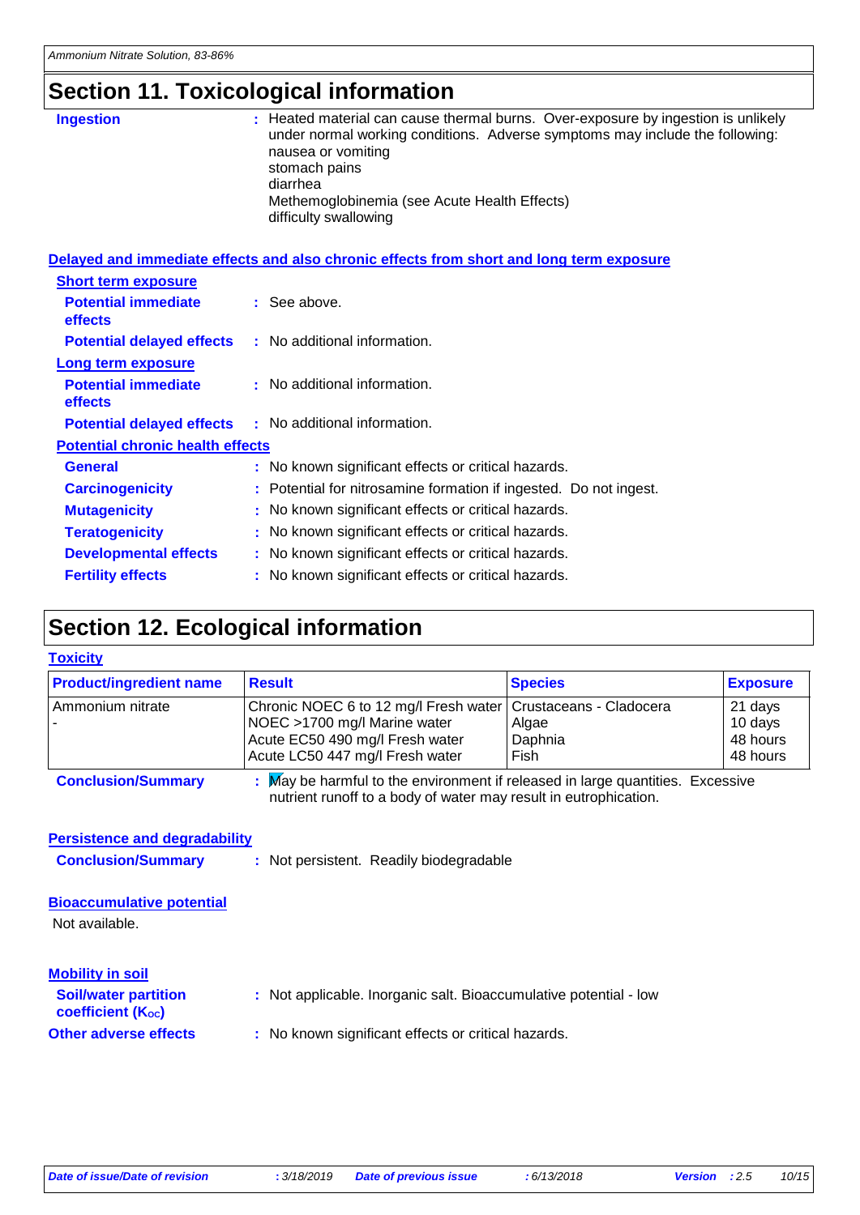## Section 11. Toxicological information

**Ingestion** : Heated material can cause thermal burns. Over-exposure by ingestion is unlikely under normal working conditions. Adverse symptoms may include the following:
nausea or vomiting
stomach pains
diarrhea
Methemoglobinemia (see Acute Health Effects)
difficulty swallowing

**Delayed and immediate effects and also chronic effects from short and long term exposure**

**Short term exposure**

**Potential immediate effects** : See above.

**Potential delayed effects** : No additional information.

**Long term exposure**

**Potential immediate effects** : No additional information.

**Potential delayed effects** : No additional information.

**Potential chronic health effects**

**General** : No known significant effects or critical hazards.

**Carcinogenicity** : Potential for nitrosamine formation if ingested. Do not ingest.

**Mutagenicity** : No known significant effects or critical hazards.

**Teratogenicity** : No known significant effects or critical hazards.

**Developmental effects** : No known significant effects or critical hazards.

**Fertility effects** : No known significant effects or critical hazards.

## Section 12. Ecological information

**Toxicity**

| Product/ingredient name | Result | Species | Exposure |
|---|---|---|---|
| Ammonium nitrate - | Chronic NOEC 6 to 12 mg/l Fresh water<br>NOEC >1700 mg/l Marine water<br>Acute EC50 490 mg/l Fresh water<br>Acute LC50 447 mg/l Fresh water | Crustaceans - Cladocera<br>Algae<br>Daphnia<br>Fish | 21 days<br>10 days<br>48 hours<br>48 hours |

**Conclusion/Summary** : May be harmful to the environment if released in large quantities. Excessive nutrient runoff to a body of water may result in eutrophication.

**Persistence and degradability**

**Conclusion/Summary** : Not persistent. Readily biodegradable

**Bioaccumulative potential**

Not available.

**Mobility in soil**

**Soil/water partition coefficient ($K_{OC}$)** : Not applicable. Inorganic salt. Bioaccumulative potential - low

**Other adverse effects** : No known significant effects or critical hazards.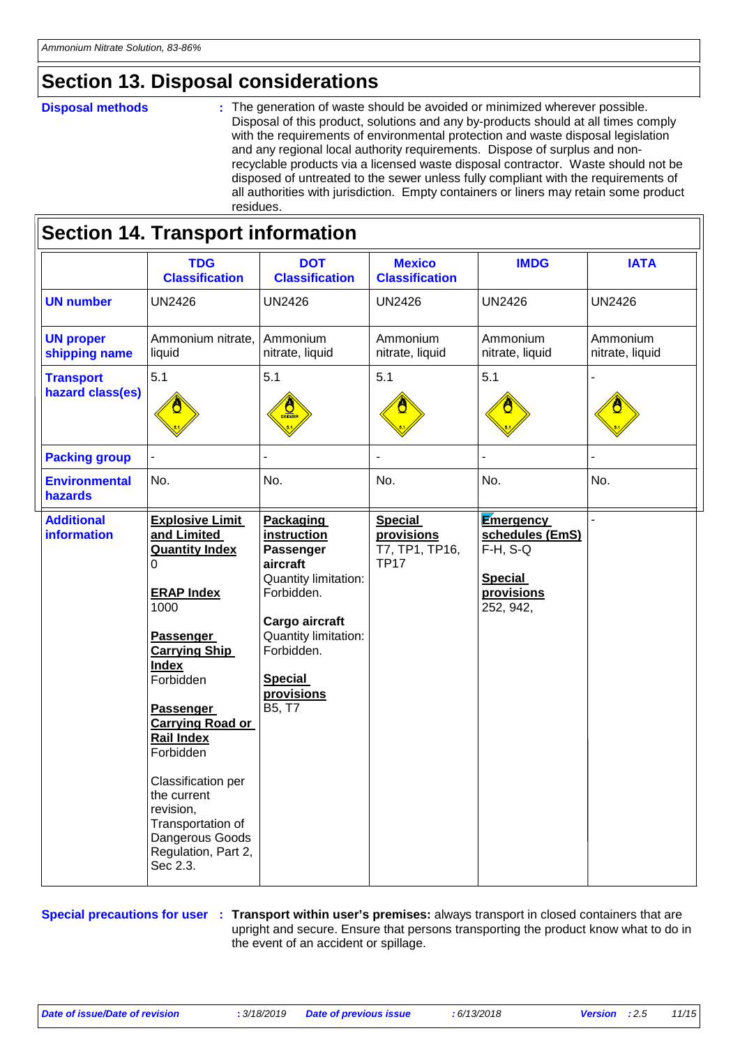## Section 13. Disposal considerations

**Disposal methods** : The generation of waste should be avoided or minimized wherever possible. Disposal of this product, solutions and any by-products should at all times comply with the requirements of environmental protection and waste disposal legislation and any regional local authority requirements. Dispose of surplus and non-recyclable products via a licensed waste disposal contractor. Waste should not be disposed of untreated to the sewer unless fully compliant with the requirements of all authorities with jurisdiction. Empty containers or liners may retain some product residues.

## Section 14. Transport information

| | TDG Classification | DOT Classification | Mexico Classification | IMDG | IATA |
|---|---|---|---|---|---|
| **UN number** | UN2426 | UN2426 | UN2426 | UN2426 | UN2426 |
| **UN proper shipping name** | Ammonium nitrate, liquid | Ammonium nitrate, liquid | Ammonium nitrate, liquid | Ammonium nitrate, liquid | Ammonium nitrate, liquid |
| **Transport hazard class(es)** | 5.1 | 5.1 | 5.1 | 5.1 | - |
| **Packing group** | - | - | - | - | - |
| **Environmental hazards** | No. | No. | No. | No. | No. |
| **Additional information** | **Explosive Limit and Limited Quantity Index** 0<br><br>**ERAP Index** 1000<br><br>**Passenger Carrying Ship Index** Forbidden<br><br>**Passenger Carrying Road or Rail Index** Forbidden<br><br>Classification per the current revision, Transportation of Dangerous Goods Regulation, Part 2, Sec 2.3. | **Packaging instruction**<br>**Passenger aircraft** Quantity limitation: Forbidden.<br><br>**Cargo aircraft** Quantity limitation: Forbidden.<br><br>**Special provisions** B5, T7 | **Special provisions** T7, TP1, TP16, TP17 | **Emergency schedules (EmS)** F-H, S-Q<br><br>**Special provisions** 252, 942, | - |

**Special precautions for user** : **Transport within user's premises:** always transport in closed containers that are upright and secure. Ensure that persons transporting the product know what to do in the event of an accident or spillage.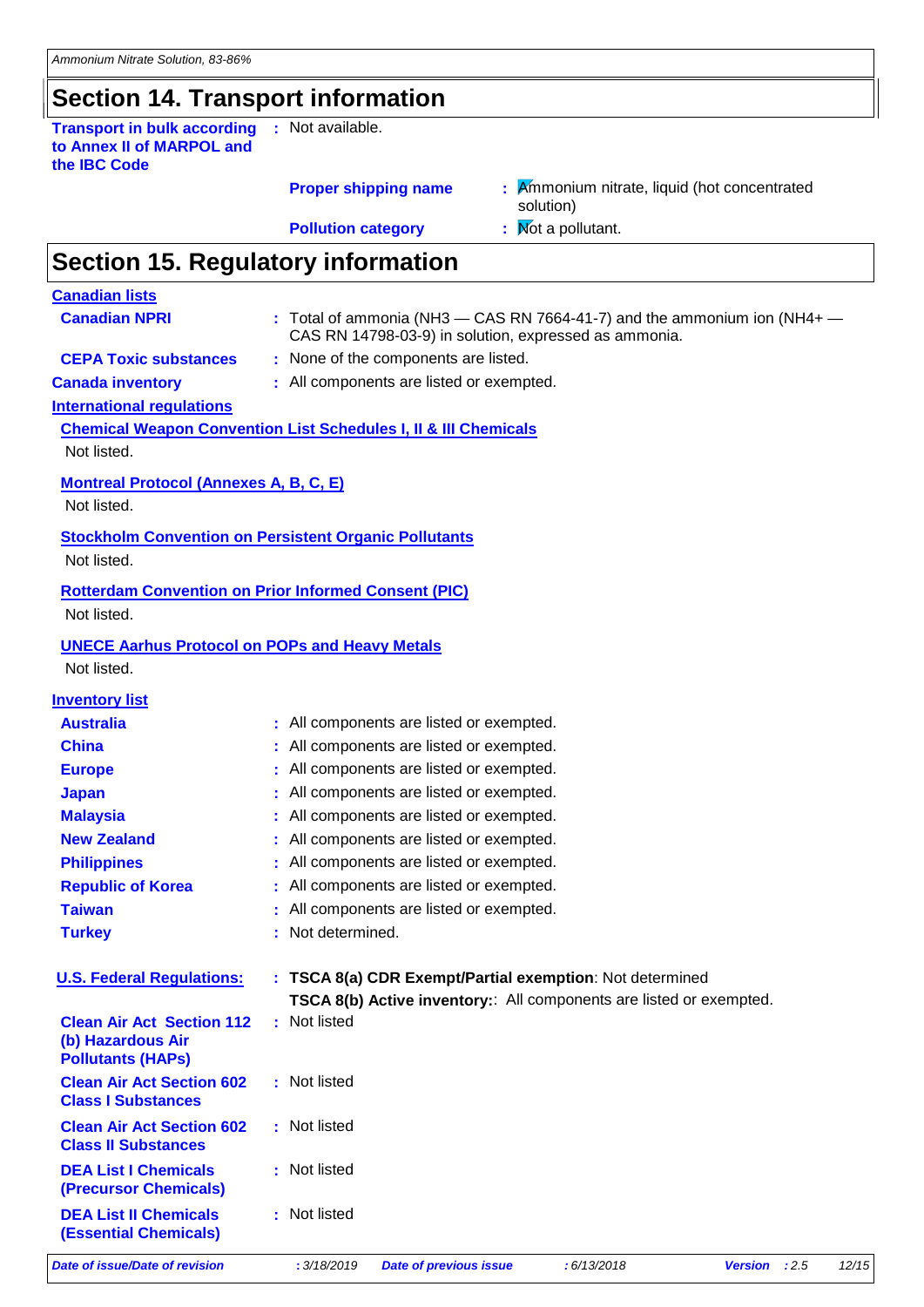## Section 14. Transport information

**Transport in bulk according to Annex II of MARPOL and the IBC Code** : Not available.

**Proper shipping name** : Ammonium nitrate, liquid (hot concentrated solution)

**Pollution category** : Not a pollutant.

## Section 15. Regulatory information

**Canadian lists**

**Canadian NPRI** : Total of ammonia ($NH_3$ — CAS RN 7664-41-7) and the ammonium ion ($NH_4^+$ — CAS RN 14798-03-9) in solution, expressed as ammonia.

**CEPA Toxic substances** : None of the components are listed.

**Canada inventory** : All components are listed or exempted.

**International regulations**

**Chemical Weapon Convention List Schedules I, II & III Chemicals**

Not listed.

**Montreal Protocol (Annexes A, B, C, E)**

Not listed.

**Stockholm Convention on Persistent Organic Pollutants**

Not listed.

**Rotterdam Convention on Prior Informed Consent (PIC)**

Not listed.

**UNECE Aarhus Protocol on POPs and Heavy Metals**

Not listed.

**Inventory list**

| | |
|---|---|
| **Australia** | : All components are listed or exempted. |
| **China** | : All components are listed or exempted. |
| **Europe** | : All components are listed or exempted. |
| **Japan** | : All components are listed or exempted. |
| **Malaysia** | : All components are listed or exempted. |
| **New Zealand** | : All components are listed or exempted. |
| **Philippines** | : All components are listed or exempted. |
| **Republic of Korea** | : All components are listed or exempted. |
| **Taiwan** | : All components are listed or exempted. |
| **Turkey** | : Not determined. |

**U.S. Federal Regulations:** : **TSCA 8(a) CDR Exempt/Partial exemption**: Not determined
**TSCA 8(b) Active inventory:**: All components are listed or exempted.

**Clean Air Act Section 112 (b) Hazardous Air Pollutants (HAPs)** : Not listed

**Clean Air Act Section 602 Class I Substances** : Not listed

**Clean Air Act Section 602 Class II Substances** : Not listed

**DEA List I Chemicals (Precursor Chemicals)** : Not listed

**DEA List II Chemicals (Essential Chemicals)** : Not listed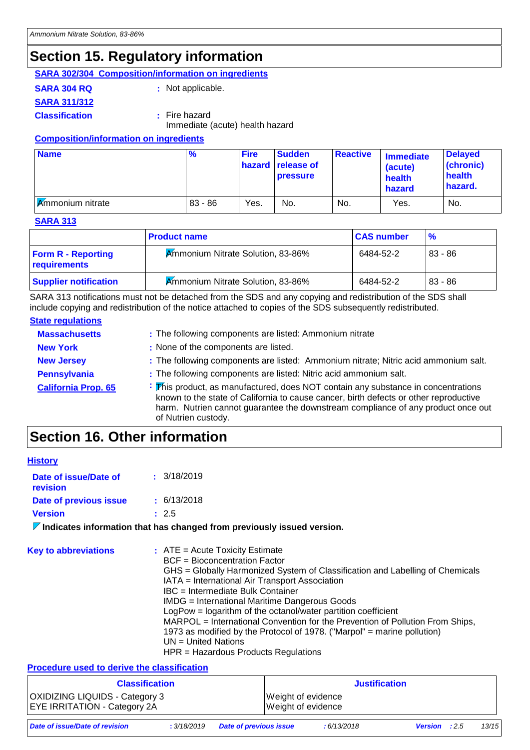## Section 15. Regulatory information

**SARA 302/304 Composition/information on ingredients**

**SARA 304 RQ** : Not applicable.

**SARA 311/312**

**Classification** : Fire hazard
Immediate (acute) health hazard

**Composition/information on ingredients**

| Name | % | Fire hazard | Sudden release of pressure | Reactive | Immediate (acute) health hazard | Delayed (chronic) health hazard. |
|---|---|---|---|---|---|---|
| Ammonium nitrate | 83 - 86 | Yes. | No. | No. | Yes. | No. |

**SARA 313**

| | Product name | CAS number | % |
|---|---|---|---|
| Form R - Reporting requirements | Ammonium Nitrate Solution, 83-86% | 6484-52-2 | 83 - 86 |
| Supplier notification | Ammonium Nitrate Solution, 83-86% | 6484-52-2 | 83 - 86 |

SARA 313 notifications must not be detached from the SDS and any copying and redistribution of the SDS shall include copying and redistribution of the notice attached to copies of the SDS subsequently redistributed.

**State regulations**

**Massachusetts** : The following components are listed: Ammonium nitrate

**New York** : None of the components are listed.

**New Jersey** : The following components are listed: Ammonium nitrate; Nitric acid ammonium salt.

**Pennsylvania** : The following components are listed: Nitric acid ammonium salt.

**California Prop. 65** : This product, as manufactured, does NOT contain any substance in concentrations known to the state of California to cause cancer, birth defects or other reproductive harm. Nutrien cannot guarantee the downstream compliance of any product once out of Nutrien custody.

## Section 16. Other information

**History**

**Date of issue/Date of revision** : 3/18/2019

**Date of previous issue** : 6/13/2018

**Version** : 2.5

**Indicates information that has changed from previously issued version.**

**Key to abbreviations** : ATE = Acute Toxicity Estimate
BCF = Bioconcentration Factor
GHS = Globally Harmonized System of Classification and Labelling of Chemicals
IATA = International Air Transport Association
IBC = Intermediate Bulk Container
IMDG = International Maritime Dangerous Goods
LogPow = logarithm of the octanol/water partition coefficient
MARPOL = International Convention for the Prevention of Pollution From Ships, 1973 as modified by the Protocol of 1978. ("Marpol" = marine pollution)
UN = United Nations
HPR = Hazardous Products Regulations

**Procedure used to derive the classification**

| Classification | Justification |
|---|---|
| OXIDIZING LIQUIDS - Category 3 | Weight of evidence |
| EYE IRRITATION - Category 2A | Weight of evidence |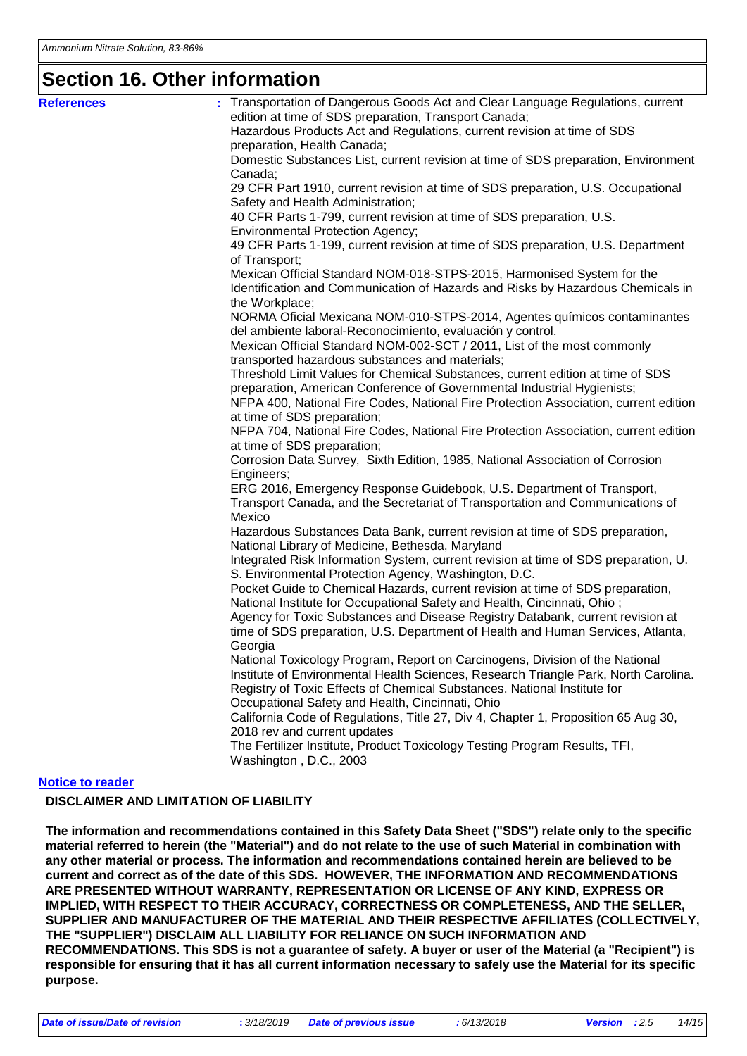## Section 16. Other information

**References** : Transportation of Dangerous Goods Act and Clear Language Regulations, current edition at time of SDS preparation, Transport Canada;
Hazardous Products Act and Regulations, current revision at time of SDS preparation, Health Canada;
Domestic Substances List, current revision at time of SDS preparation, Environment Canada;
29 CFR Part 1910, current revision at time of SDS preparation, U.S. Occupational Safety and Health Administration;
40 CFR Parts 1-799, current revision at time of SDS preparation, U.S. Environmental Protection Agency;
49 CFR Parts 1-199, current revision at time of SDS preparation, U.S. Department of Transport;
Mexican Official Standard NOM-018-STPS-2015, Harmonised System for the Identification and Communication of Hazards and Risks by Hazardous Chemicals in the Workplace;
NORMA Oficial Mexicana NOM-010-STPS-2014, Agentes químicos contaminantes del ambiente laboral-Reconocimiento, evaluación y control.
Mexican Official Standard NOM-002-SCT / 2011, List of the most commonly transported hazardous substances and materials;
Threshold Limit Values for Chemical Substances, current edition at time of SDS preparation, American Conference of Governmental Industrial Hygienists;
NFPA 400, National Fire Codes, National Fire Protection Association, current edition at time of SDS preparation;
NFPA 704, National Fire Codes, National Fire Protection Association, current edition at time of SDS preparation;
Corrosion Data Survey, Sixth Edition, 1985, National Association of Corrosion Engineers;
ERG 2016, Emergency Response Guidebook, U.S. Department of Transport, Transport Canada, and the Secretariat of Transportation and Communications of Mexico
Hazardous Substances Data Bank, current revision at time of SDS preparation, National Library of Medicine, Bethesda, Maryland
Integrated Risk Information System, current revision at time of SDS preparation, U. S. Environmental Protection Agency, Washington, D.C.
Pocket Guide to Chemical Hazards, current revision at time of SDS preparation, National Institute for Occupational Safety and Health, Cincinnati, Ohio ;
Agency for Toxic Substances and Disease Registry Databank, current revision at time of SDS preparation, U.S. Department of Health and Human Services, Atlanta, Georgia
National Toxicology Program, Report on Carcinogens, Division of the National Institute of Environmental Health Sciences, Research Triangle Park, North Carolina.
Registry of Toxic Effects of Chemical Substances. National Institute for Occupational Safety and Health, Cincinnati, Ohio
California Code of Regulations, Title 27, Div 4, Chapter 1, Proposition 65 Aug 30, 2018 rev and current updates
The Fertilizer Institute, Product Toxicology Testing Program Results, TFI, Washington , D.C., 2003

**Notice to reader**

**DISCLAIMER AND LIMITATION OF LIABILITY**

**The information and recommendations contained in this Safety Data Sheet ("SDS") relate only to the specific material referred to herein (the "Material") and do not relate to the use of such Material in combination with any other material or process. The information and recommendations contained herein are believed to be current and correct as of the date of this SDS. HOWEVER, THE INFORMATION AND RECOMMENDATIONS ARE PRESENTED WITHOUT WARRANTY, REPRESENTATION OR LICENSE OF ANY KIND, EXPRESS OR IMPLIED, WITH RESPECT TO THEIR ACCURACY, CORRECTNESS OR COMPLETENESS, AND THE SELLER, SUPPLIER AND MANUFACTURER OF THE MATERIAL AND THEIR RESPECTIVE AFFILIATES (COLLECTIVELY, THE "SUPPLIER") DISCLAIM ALL LIABILITY FOR RELIANCE ON SUCH INFORMATION AND RECOMMENDATIONS. This SDS is not a guarantee of safety. A buyer or user of the Material (a "Recipient") is responsible for ensuring that it has all current information necessary to safely use the Material for its specific purpose.**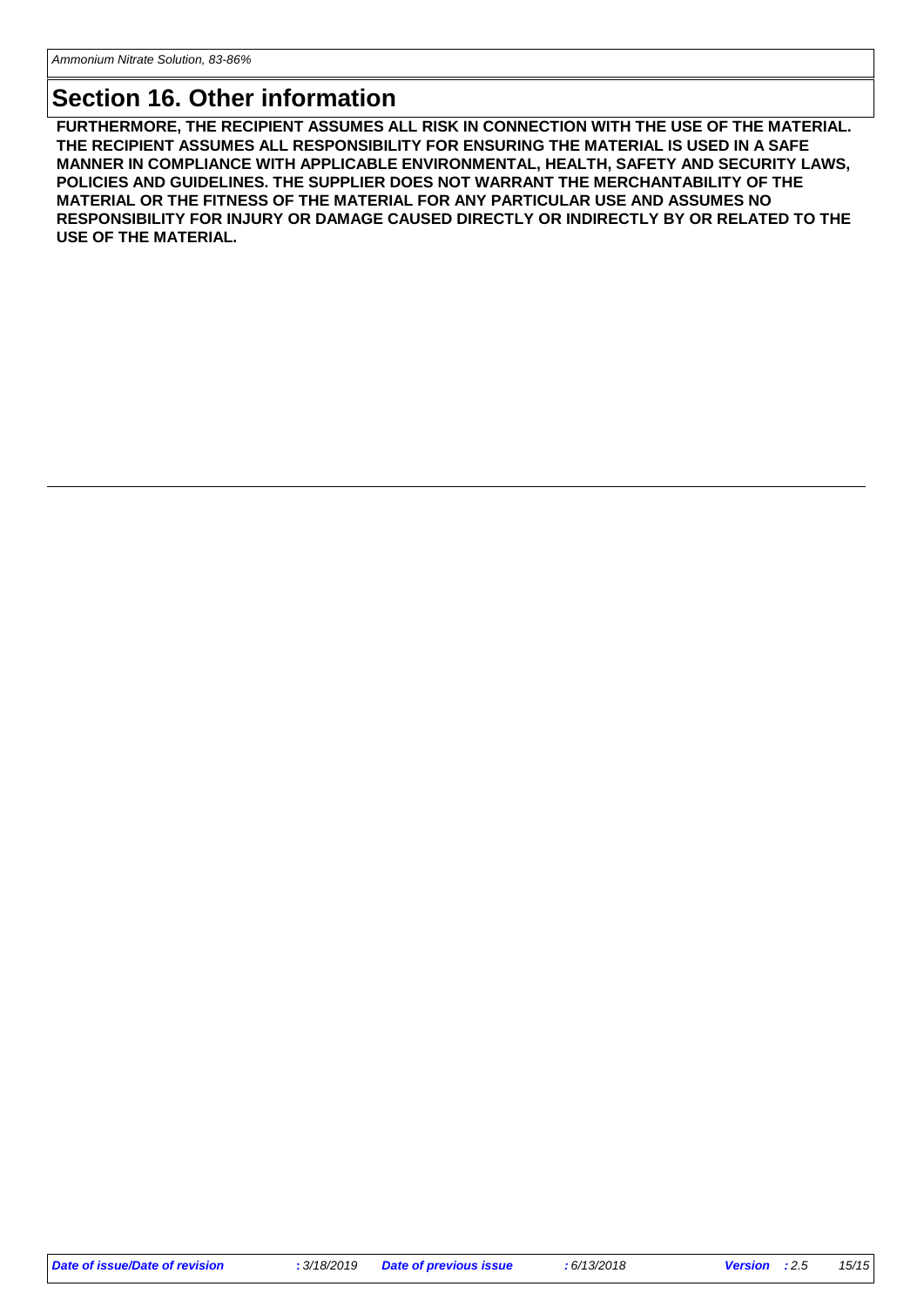## Section 16. Other information

**FURTHERMORE, THE RECIPIENT ASSUMES ALL RISK IN CONNECTION WITH THE USE OF THE MATERIAL. THE RECIPIENT ASSUMES ALL RESPONSIBILITY FOR ENSURING THE MATERIAL IS USED IN A SAFE MANNER IN COMPLIANCE WITH APPLICABLE ENVIRONMENTAL, HEALTH, SAFETY AND SECURITY LAWS, POLICIES AND GUIDELINES. THE SUPPLIER DOES NOT WARRANT THE MERCHANTABILITY OF THE MATERIAL OR THE FITNESS OF THE MATERIAL FOR ANY PARTICULAR USE AND ASSUMES NO RESPONSIBILITY FOR INJURY OR DAMAGE CAUSED DIRECTLY OR INDIRECTLY BY OR RELATED TO THE USE OF THE MATERIAL.**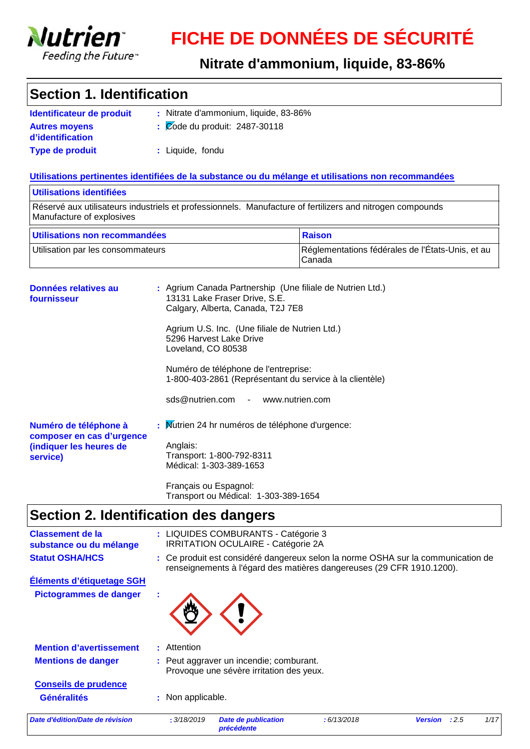# FICHE DE DONNÉES DE SÉCURITÉ

## Nitrate d'ammonium, liquide, 83-86%

## Section 1. Identification

| | | |
|---|---|---|
| **Identificateur de produit** | : | Nitrate d'ammonium, liquide, 83-86% |
| **Autres moyens d'identification** | : | Code du produit: 2487-30118 |
| **Type de produit** | : | Liquide, fondu |

**Utilisations pertinentes identifiées de la substance ou du mélange et utilisations non recommandées**

| **Utilisations identifiées** |
|---|
| Réservé aux utilisateurs industriels et professionnels. Manufacture of fertilizers and nitrogen compounds Manufacture of explosives |

| **Utilisations non recommandées** | **Raison** |
|---|---|
| Utilisation par les consommateurs | Réglementations fédérales de l'États-Unis, et au Canada |

**Données relatives au fournisseur** : Agrium Canada Partnership (Une filiale de Nutrien Ltd.)
13131 Lake Fraser Drive, S.E.
Calgary, Alberta, Canada, T2J 7E8

Agrium U.S. Inc. (Une filiale de Nutrien Ltd.)
5296 Harvest Lake Drive
Loveland, CO 80538

Numéro de téléphone de l'entreprise:
1-800-403-2861 (Représentant du service à la clientèle)

sds@nutrien.com - www.nutrien.com

**Numéro de téléphone à composer en cas d'urgence (indiquer les heures de service)** : Nutrien 24 hr numéros de téléphone d'urgence:

Anglais:
Transport: 1-800-792-8311
Médical: 1-303-389-1653

Français ou Espagnol:
Transport ou Médical: 1-303-389-1654

## Section 2. Identification des dangers

**Classement de la substance ou du mélange** : LIQUIDES COMBURANTS - Catégorie 3
IRRITATION OCULAIRE - Catégorie 2A

**Statut OSHA/HCS** : Ce produit est considéré dangereux selon la norme OSHA sur la communication de renseignements à l'égard des matières dangereuses (29 CFR 1910.1200).

**Éléments d'étiquetage SGH**

**Pictogrammes de danger** :

**Mention d'avertissement** : Attention

**Mentions de danger** : Peut aggraver un incendie; comburant.
Provoque une sévère irritation des yeux.

**Conseils de prudence**

**Généralités** : Non applicable.

*Date d'édition/Date de révision* : 3/18/2019 *Date de publication précédente* : 6/13/2018 *Version* : 2.5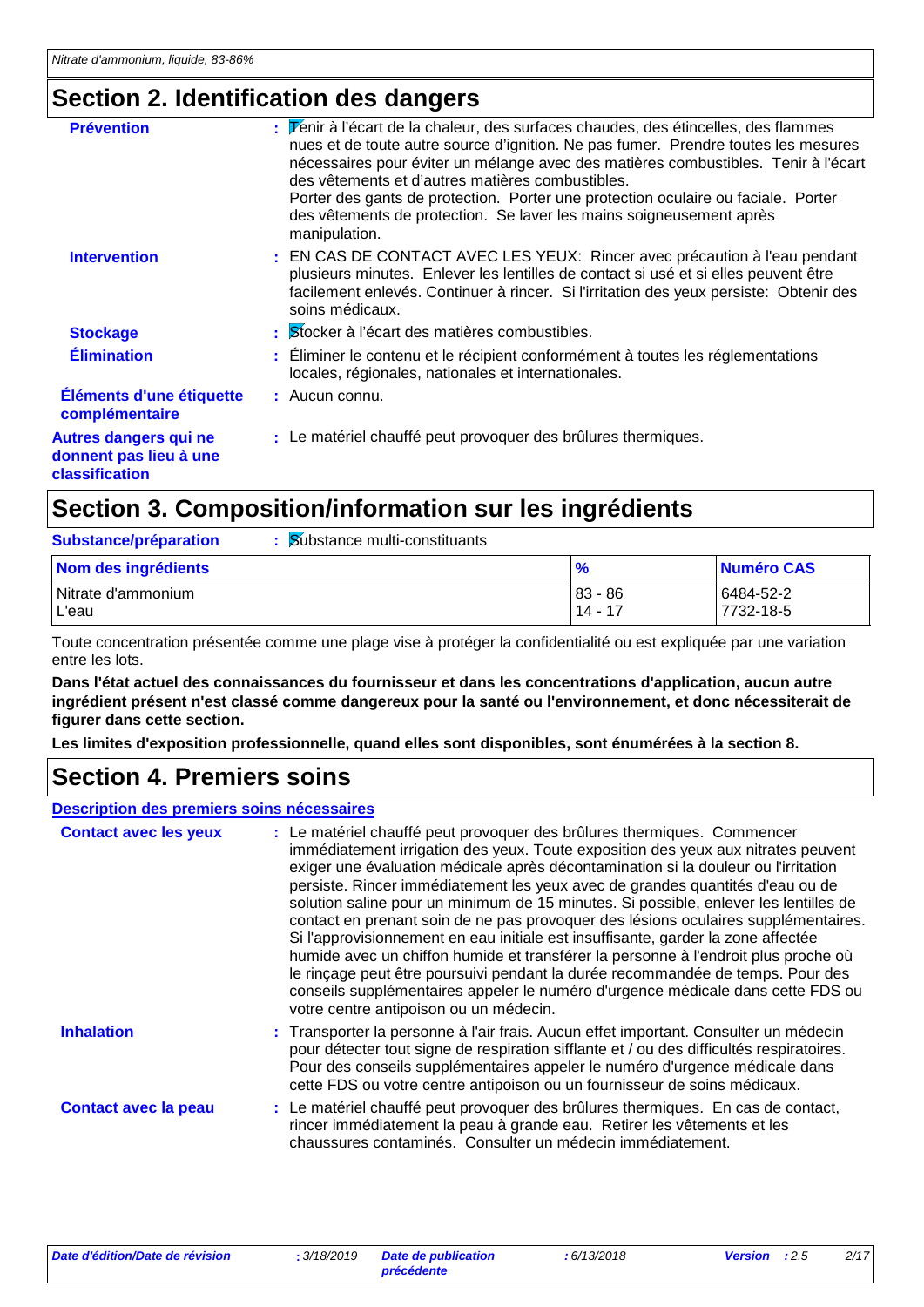## Section 2. Identification des dangers

**Prévention** : Tenir à l'écart de la chaleur, des surfaces chaudes, des étincelles, des flammes nues et de toute autre source d'ignition. Ne pas fumer. Prendre toutes les mesures nécessaires pour éviter un mélange avec des matières combustibles. Tenir à l'écart des vêtements et d'autres matières combustibles.
Porter des gants de protection. Porter une protection oculaire ou faciale. Porter des vêtements de protection. Se laver les mains soigneusement après manipulation.

**Intervention** : EN CAS DE CONTACT AVEC LES YEUX: Rincer avec précaution à l'eau pendant plusieurs minutes. Enlever les lentilles de contact si usé et si elles peuvent être facilement enlevés. Continuer à rincer. Si l'irritation des yeux persiste: Obtenir des soins médicaux.

**Stockage** : Stocker à l'écart des matières combustibles.

**Élimination** : Éliminer le contenu et le récipient conformément à toutes les réglementations locales, régionales, nationales et internationales.

**Éléments d'une étiquette complémentaire** : Aucun connu.

**Autres dangers qui ne donnent pas lieu à une classification** : Le matériel chauffé peut provoquer des brûlures thermiques.

## Section 3. Composition/information sur les ingrédients

**Substance/préparation** : Substance multi-constituants

| Nom des ingrédients | % | Numéro CAS |
|---|---|---|
| Nitrate d'ammonium | 83 - 86 | 6484-52-2 |
| L'eau | 14 - 17 | 7732-18-5 |

Toute concentration présentée comme une plage vise à protéger la confidentialité ou est expliquée par une variation entre les lots.

**Dans l'état actuel des connaissances du fournisseur et dans les concentrations d'application, aucun autre ingrédient présent n'est classé comme dangereux pour la santé ou l'environnement, et donc nécessiterait de figurer dans cette section.**

**Les limites d'exposition professionnelle, quand elles sont disponibles, sont énumérées à la section 8.**

## Section 4. Premiers soins

**Description des premiers soins nécessaires**

**Contact avec les yeux** : Le matériel chauffé peut provoquer des brûlures thermiques. Commencer immédiatement irrigation des yeux. Toute exposition des yeux aux nitrates peuvent exiger une évaluation médicale après décontamination si la douleur ou l'irritation persiste. Rincer immédiatement les yeux avec de grandes quantités d'eau ou de solution saline pour un minimum de 15 minutes. Si possible, enlever les lentilles de contact en prenant soin de ne pas provoquer des lésions oculaires supplémentaires. Si l'approvisionnement en eau initiale est insuffisante, garder la zone affectée humide avec un chiffon humide et transférer la personne à l'endroit plus proche où le rinçage peut être poursuivi pendant la durée recommandée de temps. Pour des conseils supplémentaires appeler le numéro d'urgence médicale dans cette FDS ou votre centre antipoison ou un médecin.

**Inhalation** : Transporter la personne à l'air frais. Aucun effet important. Consulter un médecin pour détecter tout signe de respiration sifflante et / ou des difficultés respiratoires. Pour des conseils supplémentaires appeler le numéro d'urgence médicale dans cette FDS ou votre centre antipoison ou un fournisseur de soins médicaux.

**Contact avec la peau** : Le matériel chauffé peut provoquer des brûlures thermiques. En cas de contact, rincer immédiatement la peau à grande eau. Retirer les vêtements et les chaussures contaminés. Consulter un médecin immédiatement.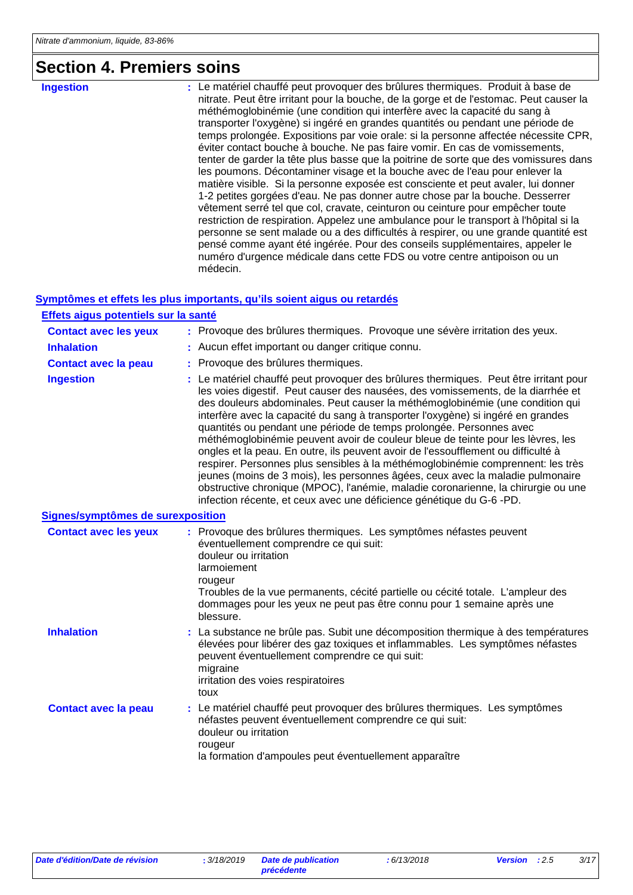## Section 4. Premiers soins

**Ingestion** : Le matériel chauffé peut provoquer des brûlures thermiques. Produit à base de nitrate. Peut être irritant pour la bouche, de la gorge et de l'estomac. Peut causer la méthémoglobinémie (une condition qui interfère avec la capacité du sang à transporter l'oxygène) si ingéré en grandes quantités ou pendant une période de temps prolongée. Expositions par voie orale: si la personne affectée nécessite CPR, éviter contact bouche à bouche. Ne pas faire vomir. En cas de vomissements, tenter de garder la tête plus basse que la poitrine de sorte que des vomissures dans les poumons. Décontaminer visage et la bouche avec de l'eau pour enlever la matière visible. Si la personne exposée est consciente et peut avaler, lui donner 1-2 petites gorgées d'eau. Ne pas donner autre chose par la bouche. Desserrer vêtement serré tel que col, cravate, ceinturon ou ceinture pour empêcher toute restriction de respiration. Appelez une ambulance pour le transport à l'hôpital si la personne se sent malade ou a des difficultés à respirer, ou une grande quantité est pensé comme ayant été ingérée. Pour des conseils supplémentaires, appeler le numéro d'urgence médicale dans cette FDS ou votre centre antipoison ou un médecin.

### Symptômes et effets les plus importants, qu'ils soient aigus ou retardés

#### Effets aigus potentiels sur la santé

**Contact avec les yeux** : Provoque des brûlures thermiques. Provoque une sévère irritation des yeux.

**Inhalation** : Aucun effet important ou danger critique connu.

**Contact avec la peau** : Provoque des brûlures thermiques.

**Ingestion** : Le matériel chauffé peut provoquer des brûlures thermiques. Peut être irritant pour les voies digestif. Peut causer des nausées, des vomissements, de la diarrhée et des douleurs abdominales. Peut causer la méthémoglobinémie (une condition qui interfère avec la capacité du sang à transporter l'oxygène) si ingéré en grandes quantités ou pendant une période de temps prolongée. Personnes avec méthémoglobinémie peuvent avoir de couleur bleue de teinte pour les lèvres, les ongles et la peau. En outre, ils peuvent avoir de l'essoufflement ou difficulté à respirer. Personnes plus sensibles à la méthémoglobinémie comprennent: les très jeunes (moins de 3 mois), les personnes âgées, ceux avec la maladie pulmonaire obstructive chronique (MPOC), l'anémie, maladie coronarienne, la chirurgie ou une infection récente, et ceux avec une déficience génétique du G-6 -PD.

#### Signes/symptômes de surexposition

**Contact avec les yeux** : Provoque des brûlures thermiques. Les symptômes néfastes peuvent éventuellement comprendre ce qui suit:
douleur ou irritation
larmoiement
rougeur
Troubles de la vue permanents, cécité partielle ou cécité totale. L'ampleur des dommages pour les yeux ne peut pas être connu pour 1 semaine après une blessure.

**Inhalation** : La substance ne brûle pas. Subit une décomposition thermique à des températures élevées pour libérer des gaz toxiques et inflammables. Les symptômes néfastes peuvent éventuellement comprendre ce qui suit:
migraine
irritation des voies respiratoires
toux

**Contact avec la peau** : Le matériel chauffé peut provoquer des brûlures thermiques. Les symptômes néfastes peuvent éventuellement comprendre ce qui suit:
douleur ou irritation
rougeur
la formation d'ampoules peut éventuellement apparaître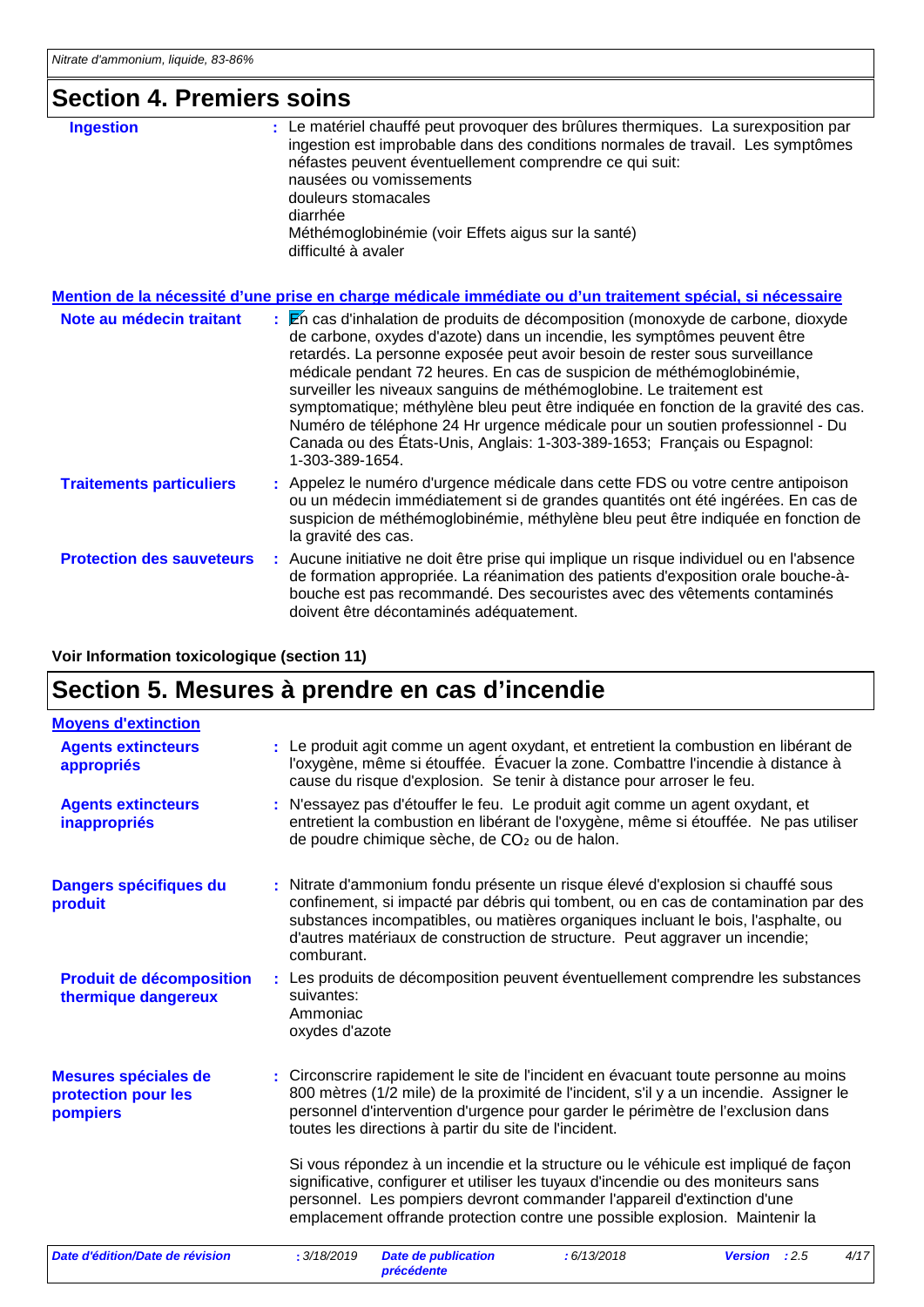## Section 4. Premiers soins

**Ingestion** : Le matériel chauffé peut provoquer des brûlures thermiques. La surexposition par ingestion est improbable dans des conditions normales de travail. Les symptômes néfastes peuvent éventuellement comprendre ce qui suit:
nausées ou vomissements
douleurs stomacales
diarrhée
Méthémoglobinémie (voir Effets aigus sur la santé)
difficulté à avaler

**Mention de la nécessité d'une prise en charge médicale immédiate ou d'un traitement spécial, si nécessaire**

**Note au médecin traitant** : En cas d'inhalation de produits de décomposition (monoxyde de carbone, dioxyde de carbone, oxydes d'azote) dans un incendie, les symptômes peuvent être retardés. La personne exposée peut avoir besoin de rester sous surveillance médicale pendant 72 heures. En cas de suspicion de méthémoglobinémie, surveiller les niveaux sanguins de méthémoglobine. Le traitement est symptomatique; méthylène bleu peut être indiquée en fonction de la gravité des cas. Numéro de téléphone 24 Hr urgence médicale pour un soutien professionnel - Du Canada ou des États-Unis, Anglais: 1-303-389-1653; Français ou Espagnol: 1-303-389-1654.

**Traitements particuliers** : Appelez le numéro d'urgence médicale dans cette FDS ou votre centre antipoison ou un médecin immédiatement si de grandes quantités ont été ingérées. En cas de suspicion de méthémoglobinémie, méthylène bleu peut être indiquée en fonction de la gravité des cas.

**Protection des sauveteurs** : Aucune initiative ne doit être prise qui implique un risque individuel ou en l'absence de formation appropriée. La réanimation des patients d'exposition orale bouche-à-bouche est pas recommandé. Des secouristes avec des vêtements contaminés doivent être décontaminés adéquatement.

**Voir Information toxicologique (section 11)**

## Section 5. Mesures à prendre en cas d'incendie

**Moyens d'extinction**

**Agents extincteurs appropriés** : Le produit agit comme un agent oxydant, et entretient la combustion en libérant de l'oxygène, même si étouffée. Évacuer la zone. Combattre l'incendie à distance à cause du risque d'explosion. Se tenir à distance pour arroser le feu.

**Agents extincteurs inappropriés** : N'essayez pas d'étouffer le feu. Le produit agit comme un agent oxydant, et entretient la combustion en libérant de l'oxygène, même si étouffée. Ne pas utiliser de poudre chimique sèche, de $CO_2$ ou de halon.

**Dangers spécifiques du produit** : Nitrate d'ammonium fondu présente un risque élevé d'explosion si chauffé sous confinement, si impacté par débris qui tombent, ou en cas de contamination par des substances incompatibles, ou matières organiques incluant le bois, l'asphalte, ou d'autres matériaux de construction de structure. Peut aggraver un incendie; comburant.

**Produit de décomposition thermique dangereux** : Les produits de décomposition peuvent éventuellement comprendre les substances suivantes:
Ammoniac
oxydes d'azote

**Mesures spéciales de protection pour les pompiers** : Circonscrire rapidement le site de l'incident en évacuant toute personne au moins 800 mètres (1/2 mile) de la proximité de l'incident, s'il y a un incendie. Assigner le personnel d'intervention d'urgence pour garder le périmètre de l'exclusion dans toutes les directions à partir du site de l'incident.

Si vous répondez à un incendie et la structure ou le véhicule est impliqué de façon significative, configurer et utiliser les tuyaux d'incendie ou des moniteurs sans personnel. Les pompiers devront commander l'appareil d'extinction d'une emplacement offrande protection contre une possible explosion. Maintenir la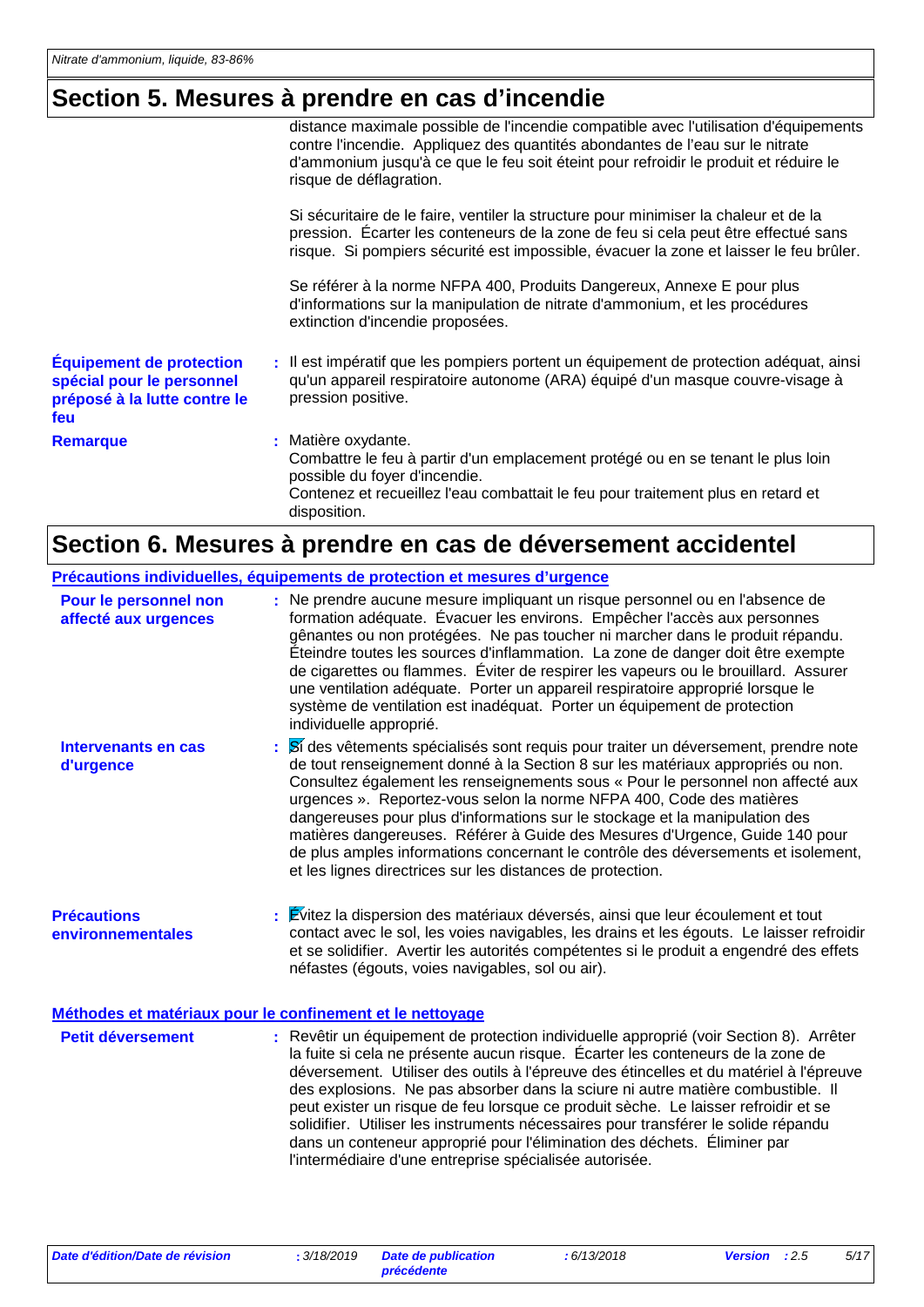## Section 5. Mesures à prendre en cas d'incendie

distance maximale possible de l'incendie compatible avec l'utilisation d'équipements contre l'incendie. Appliquez des quantités abondantes de l'eau sur le nitrate d'ammonium jusqu'à ce que le feu soit éteint pour refroidir le produit et réduire le risque de déflagration.

Si sécuritaire de le faire, ventiler la structure pour minimiser la chaleur et de la pression. Écarter les conteneurs de la zone de feu si cela peut être effectué sans risque. Si pompiers sécurité est impossible, évacuer la zone et laisser le feu brûler.

Se référer à la norme NFPA 400, Produits Dangereux, Annexe E pour plus d'informations sur la manipulation de nitrate d'ammonium, et les procédures extinction d'incendie proposées.

**Équipement de protection spécial pour le personnel préposé à la lutte contre le feu** : Il est impératif que les pompiers portent un équipement de protection adéquat, ainsi qu'un appareil respiratoire autonome (ARA) équipé d'un masque couvre-visage à pression positive.

**Remarque** : Matière oxydante.
Combattre le feu à partir d'un emplacement protégé ou en se tenant le plus loin possible du foyer d'incendie.
Contenez et recueillez l'eau combattait le feu pour traitement plus en retard et disposition.

## Section 6. Mesures à prendre en cas de déversement accidentel

### Précautions individuelles, équipements de protection et mesures d'urgence

**Pour le personnel non affecté aux urgences** : Ne prendre aucune mesure impliquant un risque personnel ou en l'absence de formation adéquate. Évacuer les environs. Empêcher l'accès aux personnes gênantes ou non protégées. Ne pas toucher ni marcher dans le produit répandu. Éteindre toutes les sources d'inflammation. La zone de danger doit être exempte de cigarettes ou flammes. Éviter de respirer les vapeurs ou le brouillard. Assurer une ventilation adéquate. Porter un appareil respiratoire approprié lorsque le système de ventilation est inadéquat. Porter un équipement de protection individuelle approprié.

**Intervenants en cas d'urgence** : Si des vêtements spécialisés sont requis pour traiter un déversement, prendre note de tout renseignement donné à la Section 8 sur les matériaux appropriés ou non. Consultez également les renseignements sous « Pour le personnel non affecté aux urgences ». Reportez-vous selon la norme NFPA 400, Code des matières dangereuses pour plus d'informations sur le stockage et la manipulation des matières dangereuses. Référer à Guide des Mesures d'Urgence, Guide 140 pour de plus amples informations concernant le contrôle des déversements et isolement, et les lignes directrices sur les distances de protection.

**Précautions environnementales** : Évitez la dispersion des matériaux déversés, ainsi que leur écoulement et tout contact avec le sol, les voies navigables, les drains et les égouts. Le laisser refroidir et se solidifier. Avertir les autorités compétentes si le produit a engendré des effets néfastes (égouts, voies navigables, sol ou air).

### Méthodes et matériaux pour le confinement et le nettoyage

**Petit déversement** : Revêtir un équipement de protection individuelle approprié (voir Section 8). Arrêter la fuite si cela ne présente aucun risque. Écarter les conteneurs de la zone de déversement. Utiliser des outils à l'épreuve des étincelles et du matériel à l'épreuve des explosions. Ne pas absorber dans la sciure ni autre matière combustible. Il peut exister un risque de feu lorsque ce produit sèche. Le laisser refroidir et se solidifier. Utiliser les instruments nécessaires pour transférer le solide répandu dans un conteneur approprié pour l'élimination des déchets. Éliminer par l'intermédiaire d'une entreprise spécialisée autorisée.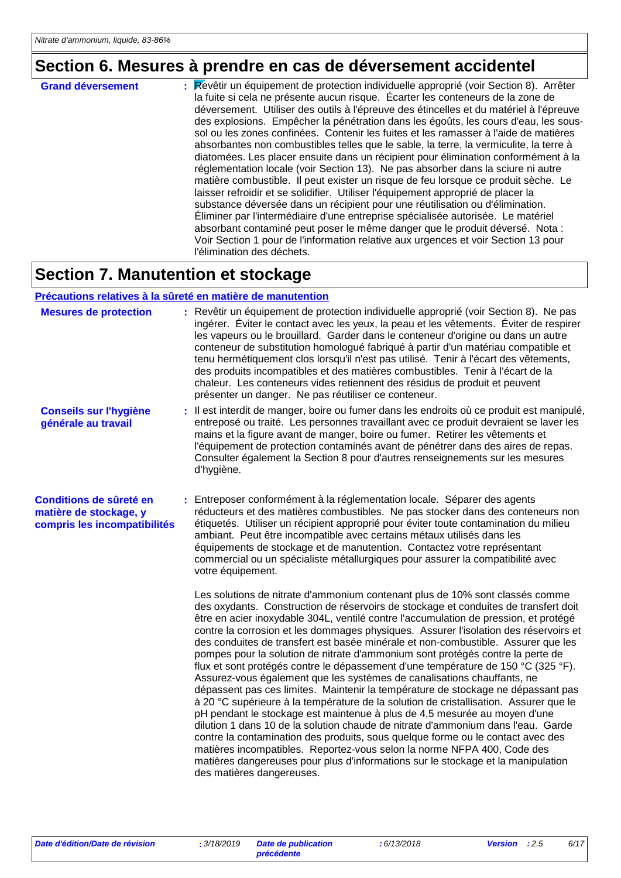## Section 6. Mesures à prendre en cas de déversement accidentel

**Grand déversement** : Revêtir un équipement de protection individuelle approprié (voir Section 8). Arrêter la fuite si cela ne présente aucun risque. Écarter les conteneurs de la zone de déversement. Utiliser des outils à l'épreuve des étincelles et du matériel à l'épreuve des explosions. Empêcher la pénétration dans les égoûts, les cours d'eau, les sous-sol ou les zones confinées. Contenir les fuites et les ramasser à l'aide de matières absorbantes non combustibles telles que le sable, la terre, la vermiculite, la terre à diatomées. Les placer ensuite dans un récipient pour élimination conformément à la réglementation locale (voir Section 13). Ne pas absorber dans la sciure ni autre matière combustible. Il peut exister un risque de feu lorsque ce produit sèche. Le laisser refroidir et se solidifier. Utiliser l'équipement approprié de placer la substance déversée dans un récipient pour une réutilisation ou d'élimination. Éliminer par l'intermédiaire d'une entreprise spécialisée autorisée. Le matériel absorbant contaminé peut poser le même danger que le produit déversé. Nota : Voir Section 1 pour de l'information relative aux urgences et voir Section 13 pour l'élimination des déchets.

## Section 7. Manutention et stockage

### Précautions relatives à la sûreté en matière de manutention

**Mesures de protection** : Revêtir un équipement de protection individuelle approprié (voir Section 8). Ne pas ingérer. Éviter le contact avec les yeux, la peau et les vêtements. Éviter de respirer les vapeurs ou le brouillard. Garder dans le conteneur d'origine ou dans un autre conteneur de substitution homologué fabriqué à partir d'un matériau compatible et tenu hermétiquement clos lorsqu'il n'est pas utilisé. Tenir à l'écart des vêtements, des produits incompatibles et des matières combustibles. Tenir à l'écart de la chaleur. Les conteneurs vides retiennent des résidus de produit et peuvent présenter un danger. Ne pas réutiliser ce conteneur.

**Conseils sur l'hygiène générale au travail** : Il est interdit de manger, boire ou fumer dans les endroits où ce produit est manipulé, entreposé ou traité. Les personnes travaillant avec ce produit devraient se laver les mains et la figure avant de manger, boire ou fumer. Retirer les vêtements et l'équipement de protection contaminés avant de pénétrer dans des aires de repas. Consulter également la Section 8 pour d'autres renseignements sur les mesures d'hygiène.

**Conditions de sûreté en matière de stockage, y compris les incompatibilités** : Entreposer conformément à la réglementation locale. Séparer des agents réducteurs et des matières combustibles. Ne pas stocker dans des conteneurs non étiquetés. Utiliser un récipient approprié pour éviter toute contamination du milieu ambiant. Peut être incompatible avec certains métaux utilisés dans les équipements de stockage et de manutention. Contactez votre représentant commercial ou un spécialiste métallurgiques pour assurer la compatibilité avec votre équipement.

Les solutions de nitrate d'ammonium contenant plus de 10% sont classés comme des oxydants. Construction de réservoirs de stockage et conduites de transfert doit être en acier inoxydable 304L, ventilé contre l'accumulation de pression, et protégé contre la corrosion et les dommages physiques. Assurer l'isolation des réservoirs et des conduites de transfert est basée minérale et non-combustible. Assurer que les pompes pour la solution de nitrate d'ammonium sont protégés contre la perte de flux et sont protégés contre le dépassement d'une température de 150 °C (325 °F). Assurez-vous également que les systèmes de canalisations chauffants, ne dépassent pas ces limites. Maintenir la température de stockage ne dépassant pas à 20 °C supérieure à la température de la solution de cristallisation. Assurer que le pH pendant le stockage est maintenue à plus de 4,5 mesurée au moyen d'une dilution 1 dans 10 de la solution chaude de nitrate d'ammonium dans l'eau. Garde contre la contamination des produits, sous quelque forme ou le contact avec des matières incompatibles. Reportez-vous selon la norme NFPA 400, Code des matières dangereuses pour plus d'informations sur le stockage et la manipulation des matières dangereuses.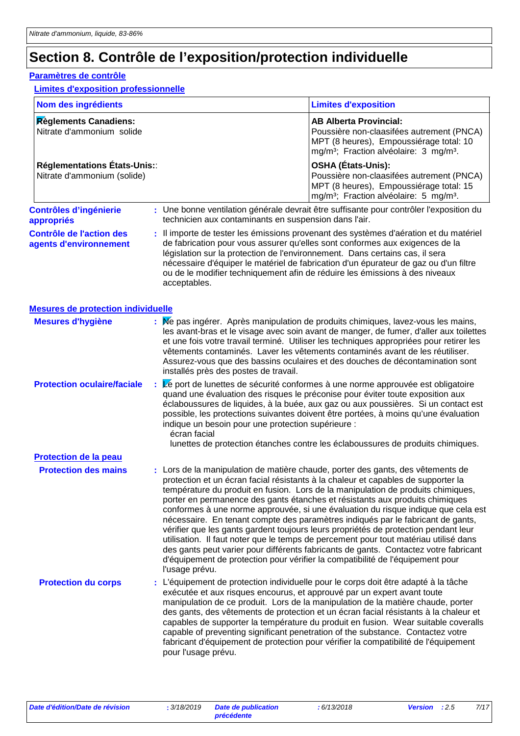# Section 8. Contrôle de l’exposition/protection individuelle

## Paramètres de contrôle

### Limites d'exposition professionnelle

| Nom des ingrédients | Limites d'exposition |
| --- | --- |
| **Règlements Canadiens:**<br>Nitrate d'ammonium solide | **AB Alberta Provincial:**<br>Poussière non-claasifées autrement (PNCA) MPT (8 heures), Empoussiérage total: 10 mg/m³; Fraction alvéolaire: 3 mg/m³. |
| **Réglementations États-Unis:**:<br>Nitrate d'ammonium (solide) | **OSHA (États-Unis):**<br>Poussière non-claasifées autrement (PNCA) MPT (8 heures), Empoussiérage total: 15 mg/m³; Fraction alvéolaire: 5 mg/m³. |

**Contrôles d’ingénierie appropriés** : Une bonne ventilation générale devrait être suffisante pour contrôler l'exposition du technicien aux contaminants en suspension dans l'air.

**Contrôle de l'action des agents d'environnement** : Il importe de tester les émissions provenant des systèmes d'aération et du matériel de fabrication pour vous assurer qu'elles sont conformes aux exigences de la législation sur la protection de l'environnement. Dans certains cas, il sera nécessaire d'équiper le matériel de fabrication d'un épurateur de gaz ou d'un filtre ou de le modifier techniquement afin de réduire les émissions à des niveaux acceptables.

## Mesures de protection individuelle

**Mesures d'hygiène** : Ne pas ingérer. Après manipulation de produits chimiques, lavez-vous les mains, les avant-bras et le visage avec soin avant de manger, de fumer, d'aller aux toilettes et une fois votre travail terminé. Utiliser les techniques appropriées pour retirer les vêtements contaminés. Laver les vêtements contaminés avant de les réutiliser. Assurez-vous que des bassins oculaires et des douches de décontamination sont installés près des postes de travail.

**Protection oculaire/faciale** : Le port de lunettes de sécurité conformes à une norme approuvée est obligatoire quand une évaluation des risques le préconise pour éviter toute exposition aux éclaboussures de liquides, à la buée, aux gaz ou aux poussières. Si un contact est possible, les protections suivantes doivent être portées, à moins qu'une évaluation indique un besoin pour une protection supérieure :
écran facial
lunettes de protection étanches contre les éclaboussures de produits chimiques.

### Protection de la peau

**Protection des mains** : Lors de la manipulation de matière chaude, porter des gants, des vêtements de protection et un écran facial résistants à la chaleur et capables de supporter la température du produit en fusion. Lors de la manipulation de produits chimiques, porter en permanence des gants étanches et résistants aux produits chimiques conformes à une norme approuvée, si une évaluation du risque indique que cela est nécessaire. En tenant compte des paramètres indiqués par le fabricant de gants, vérifier que les gants gardent toujours leurs propriétés de protection pendant leur utilisation. Il faut noter que le temps de percement pour tout matériau utilisé dans des gants peut varier pour différents fabricants de gants. Contactez votre fabricant d'équipement de protection pour vérifier la compatibilité de l'équipement pour l'usage prévu.

**Protection du corps** : L'équipement de protection individuelle pour le corps doit être adapté à la tâche exécutée et aux risques encourus, et approuvé par un expert avant toute manipulation de ce produit. Lors de la manipulation de la matière chaude, porter des gants, des vêtements de protection et un écran facial résistants à la chaleur et capables de supporter la température du produit en fusion. Wear suitable coveralls capable of preventing significant penetration of the substance. Contactez votre fabricant d'équipement de protection pour vérifier la compatibilité de l'équipement pour l'usage prévu.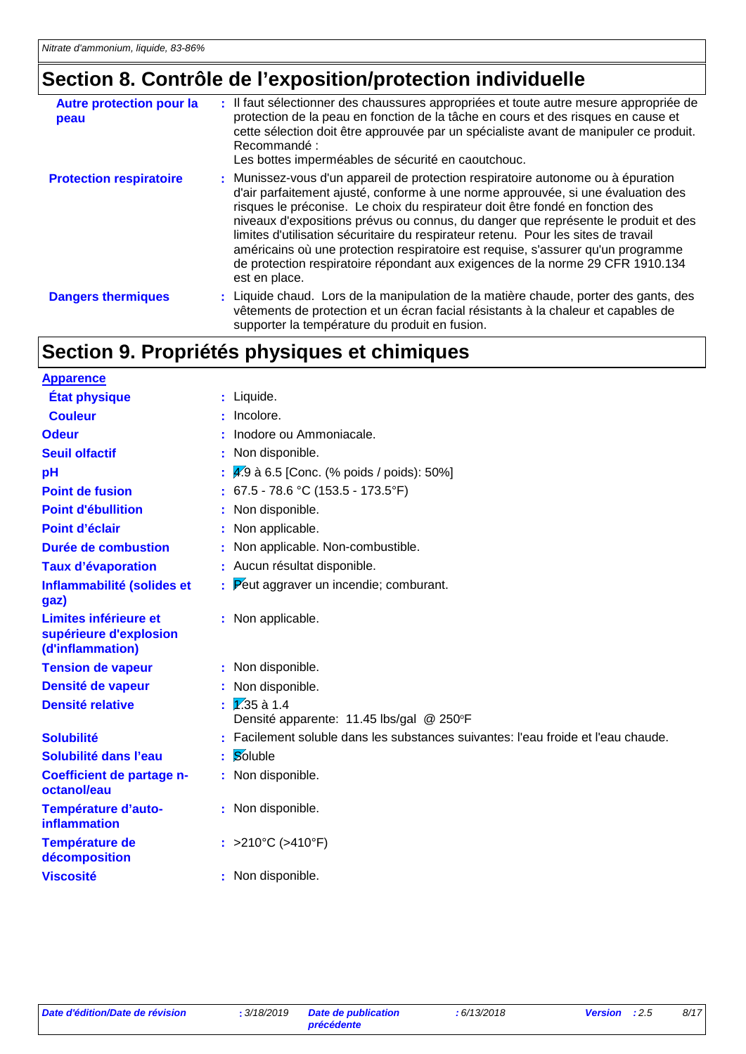## Section 8. Contrôle de l'exposition/protection individuelle

| | |
|---|---|
| **Autre protection pour la peau** | : Il faut sélectionner des chaussures appropriées et toute autre mesure appropriée de protection de la peau en fonction de la tâche en cours et des risques en cause et cette sélection doit être approuvée par un spécialiste avant de manipuler ce produit. Recommandé : Les bottes imperméables de sécurité en caoutchouc. |
| **Protection respiratoire** | : Munissez-vous d'un appareil de protection respiratoire autonome ou à épuration d'air parfaitement ajusté, conforme à une norme approuvée, si une évaluation des risques le préconise. Le choix du respirateur doit être fondé en fonction des niveaux d'expositions prévus ou connus, du danger que représente le produit et des limites d'utilisation sécuritaire du respirateur retenu. Pour les sites de travail américains où une protection respiratoire est requise, s'assurer qu'un programme de protection respiratoire répondant aux exigences de la norme 29 CFR 1910.134 est en place. |
| **Dangers thermiques** | : Liquide chaud. Lors de la manipulation de la matière chaude, porter des gants, des vêtements de protection et un écran facial résistants à la chaleur et capables de supporter la température du produit en fusion. |

## Section 9. Propriétés physiques et chimiques

**Apparence**

| | |
|---|---|
| **État physique** | : Liquide. |
| **Couleur** | : Incolore. |
| **Odeur** | : Inodore ou Ammoniacale. |
| **Seuil olfactif** | : Non disponible. |
| **pH** | : 4.9 à 6.5 [Conc. (% poids / poids): 50%] |
| **Point de fusion** | : 67.5 - 78.6 °C (153.5 - 173.5°F) |
| **Point d'ébullition** | : Non disponible. |
| **Point d'éclair** | : Non applicable. |
| **Durée de combustion** | : Non applicable. Non-combustible. |
| **Taux d'évaporation** | : Aucun résultat disponible. |
| **Inflammabilité (solides et gaz)** | : Peut aggraver un incendie; comburant. |
| **Limites inférieure et supérieure d'explosion (d'inflammation)** | : Non applicable. |
| **Tension de vapeur** | : Non disponible. |
| **Densité de vapeur** | : Non disponible. |
| **Densité relative** | : 1.35 à 1.4<br>Densité apparente: 11.45 lbs/gal @ 250°F |
| **Solubilité** | : Facilement soluble dans les substances suivantes: l'eau froide et l'eau chaude. |
| **Solubilité dans l'eau** | : Soluble |
| **Coefficient de partage n-octanol/eau** | : Non disponible. |
| **Température d'auto-inflammation** | : Non disponible. |
| **Température de décomposition** | : >210°C (>410°F) |
| **Viscosité** | : Non disponible. |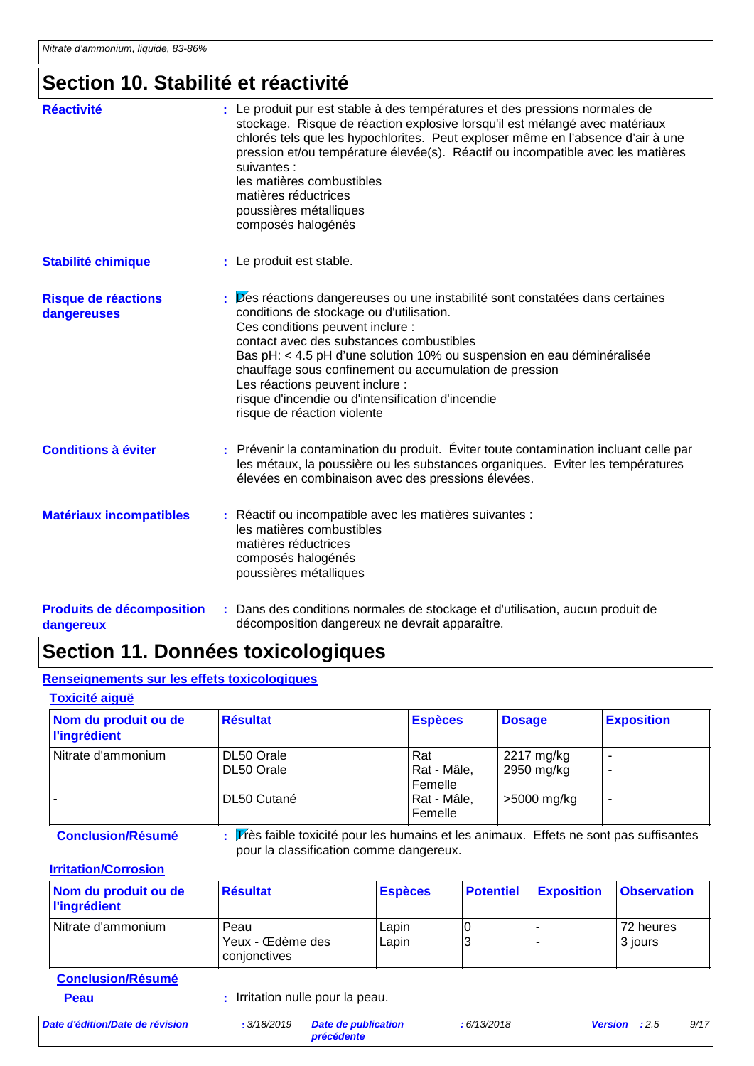## Section 10. Stabilité et réactivité

**Réactivité** : Le produit pur est stable à des températures et des pressions normales de stockage. Risque de réaction explosive lorsqu'il est mélangé avec matériaux chlorés tels que les hypochlorites. Peut exploser même en l'absence d'air à une pression et/ou température élevée(s). Réactif ou incompatible avec les matières suivantes :
les matières combustibles
matières réductrices
poussières métalliques
composés halogénés

**Stabilité chimique** : Le produit est stable.

**Risque de réactions dangereuses** : Des réactions dangereuses ou une instabilité sont constatées dans certaines conditions de stockage ou d'utilisation.
Ces conditions peuvent inclure :
contact avec des substances combustibles
Bas pH: < 4.5 pH d'une solution 10% ou suspension en eau déminéralisée
chauffage sous confinement ou accumulation de pression
Les réactions peuvent inclure :
risque d'incendie ou d'intensification d'incendie
risque de réaction violente

**Conditions à éviter** : Prévenir la contamination du produit. Éviter toute contamination incluant celle par les métaux, la poussière ou les substances organiques. Eviter les températures élevées en combinaison avec des pressions élevées.

**Matériaux incompatibles** : Réactif ou incompatible avec les matières suivantes :
les matières combustibles
matières réductrices
composés halogénés
poussières métalliques

**Produits de décomposition dangereux** : Dans des conditions normales de stockage et d'utilisation, aucun produit de décomposition dangereux ne devrait apparaître.

## Section 11. Données toxicologiques

### Renseignements sur les effets toxicologiques

#### Toxicité aiguë

| Nom du produit ou de l'ingrédient | Résultat | Espèces | Dosage | Exposition |
|---|---|---|---|---|
| Nitrate d'ammonium | DL50 Orale | Rat | 2217 mg/kg | - |
| | DL50 Orale | Rat - Mâle, Femelle | 2950 mg/kg | - |
| - | DL50 Cutané | Rat - Mâle, Femelle | >5000 mg/kg | - |

**Conclusion/Résumé** : Très faible toxicité pour les humains et les animaux. Effets ne sont pas suffisantes pour la classification comme dangereux.

#### Irritation/Corrosion

| Nom du produit ou de l'ingrédient | Résultat | Espèces | Potentiel | Exposition | Observation |
|---|---|---|---|---|---|
| Nitrate d'ammonium | Peau | Lapin | 0 | - | 72 heures |
| | Yeux - Œdème des conjonctives | Lapin | 3 | - | 3 jours |

**Conclusion/Résumé**

**Peau** : Irritation nulle pour la peau.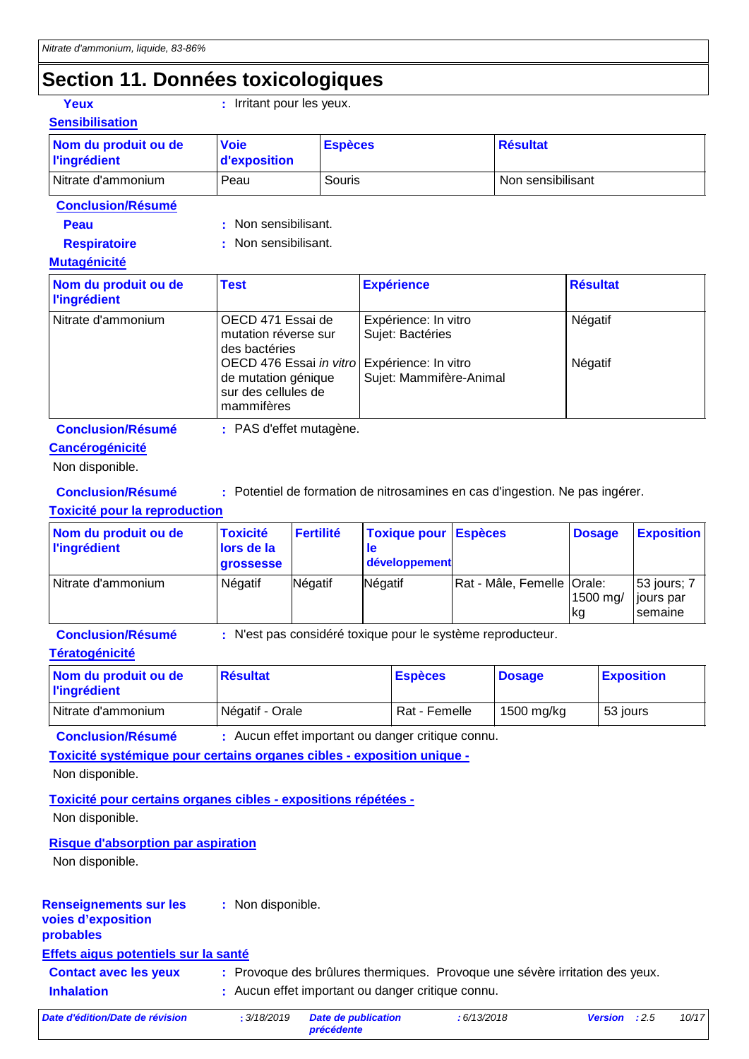# Section 11. Données toxicologiques

**Yeux** : Irritant pour les yeux.

**Sensibilisation**

| Nom du produit ou de l'ingrédient | Voie d'exposition | Espèces | Résultat |
|---|---|---|---|
| Nitrate d'ammonium | Peau | Souris | Non sensibilisant |

**Conclusion/Résumé**

**Peau** : Non sensibilisant.

**Respiratoire** : Non sensibilisant.

**Mutagénicité**

| Nom du produit ou de l'ingrédient | Test | Expérience | Résultat |
|---|---|---|---|
| Nitrate d'ammonium | OECD 471 Essai de mutation réverse sur des bactéries | Expérience: In vitro Sujet: Bactéries | Négatif |
| | OECD 476 Essai *in vitro* de mutation génique sur des cellules de mammifères | Expérience: In vitro Sujet: Mammifère-Animal | Négatif |

**Conclusion/Résumé** : PAS d'effet mutagène.

**Cancérogénicité**

Non disponible.

**Conclusion/Résumé** : Potentiel de formation de nitrosamines en cas d'ingestion. Ne pas ingérer.

**Toxicité pour la reproduction**

| Nom du produit ou de l'ingrédient | Toxicité lors de la grossesse | Fertilité | Toxique pour le développement | Espèces | Dosage | Exposition |
|---|---|---|---|---|---|---|
| Nitrate d'ammonium | Négatif | Négatif | Négatif | Rat - Mâle, Femelle | Orale: 1500 mg/kg | 53 jours; 7 jours par semaine |

**Conclusion/Résumé** : N'est pas considéré toxique pour le système reproducteur.

**Tératogénicité**

| Nom du produit ou de l'ingrédient | Résultat | Espèces | Dosage | Exposition |
|---|---|---|---|---|
| Nitrate d'ammonium | Négatif - Orale | Rat - Femelle | 1500 mg/kg | 53 jours |

**Conclusion/Résumé** : Aucun effet important ou danger critique connu.

**Toxicité systémique pour certains organes cibles - exposition unique -**

Non disponible.

**Toxicité pour certains organes cibles - expositions répétées -**

Non disponible.

**Risque d'absorption par aspiration**

Non disponible.

**Renseignements sur les voies d'exposition probables** : Non disponible.

**Effets aigus potentiels sur la santé**

**Contact avec les yeux** : Provoque des brûlures thermiques. Provoque une sévère irritation des yeux.

**Inhalation** : Aucun effet important ou danger critique connu.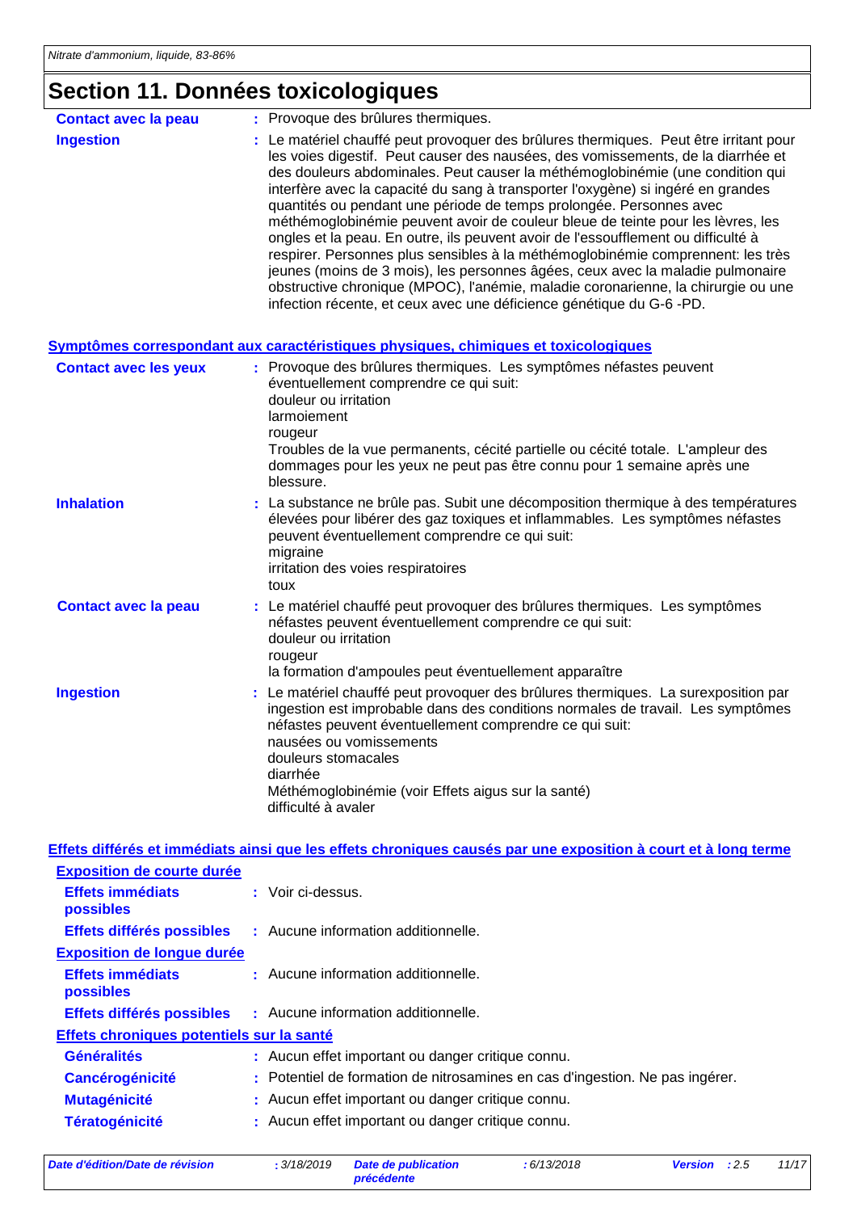# Section 11. Données toxicologiques

**Contact avec la peau** : Provoque des brûlures thermiques.

**Ingestion** : Le matériel chauffé peut provoquer des brûlures thermiques. Peut être irritant pour les voies digestif. Peut causer des nausées, des vomissements, de la diarrhée et des douleurs abdominales. Peut causer la méthémoglobinémie (une condition qui interfère avec la capacité du sang à transporter l'oxygène) si ingéré en grandes quantités ou pendant une période de temps prolongée. Personnes avec méthémoglobinémie peuvent avoir de couleur bleue de teinte pour les lèvres, les ongles et la peau. En outre, ils peuvent avoir de l'essoufflement ou difficulté à respirer. Personnes plus sensibles à la méthémoglobinémie comprennent: les très jeunes (moins de 3 mois), les personnes âgées, ceux avec la maladie pulmonaire obstructive chronique (MPOC), l'anémie, maladie coronarienne, la chirurgie ou une infection récente, et ceux avec une déficience génétique du G-6 -PD.

## Symptômes correspondant aux caractéristiques physiques, chimiques et toxicologiques

**Contact avec les yeux** : Provoque des brûlures thermiques. Les symptômes néfastes peuvent éventuellement comprendre ce qui suit:
douleur ou irritation
larmoiement
rougeur
Troubles de la vue permanents, cécité partielle ou cécité totale. L'ampleur des dommages pour les yeux ne peut pas être connu pour 1 semaine après une blessure.

**Inhalation** : La substance ne brûle pas. Subit une décomposition thermique à des températures élevées pour libérer des gaz toxiques et inflammables. Les symptômes néfastes peuvent éventuellement comprendre ce qui suit:
migraine
irritation des voies respiratoires
toux

**Contact avec la peau** : Le matériel chauffé peut provoquer des brûlures thermiques. Les symptômes néfastes peuvent éventuellement comprendre ce qui suit:
douleur ou irritation
rougeur
la formation d'ampoules peut éventuellement apparaître

**Ingestion** : Le matériel chauffé peut provoquer des brûlures thermiques. La surexposition par ingestion est improbable dans des conditions normales de travail. Les symptômes néfastes peuvent éventuellement comprendre ce qui suit:
nausées ou vomissements
douleurs stomacales
diarrhée
Méthémoglobinémie (voir Effets aigus sur la santé)
difficulté à avaler

## Effets différés et immédiats ainsi que les effets chroniques causés par une exposition à court et à long terme

### Exposition de courte durée

**Effets immédiats possibles** : Voir ci-dessus.

**Effets différés possibles** : Aucune information additionnelle.

### Exposition de longue durée

**Effets immédiats possibles** : Aucune information additionnelle.

**Effets différés possibles** : Aucune information additionnelle.

### Effets chroniques potentiels sur la santé

**Généralités** : Aucun effet important ou danger critique connu.

**Cancérogénicité** : Potentiel de formation de nitrosamines en cas d'ingestion. Ne pas ingérer.

**Mutagénicité** : Aucun effet important ou danger critique connu.

**Tératogénicité** : Aucun effet important ou danger critique connu.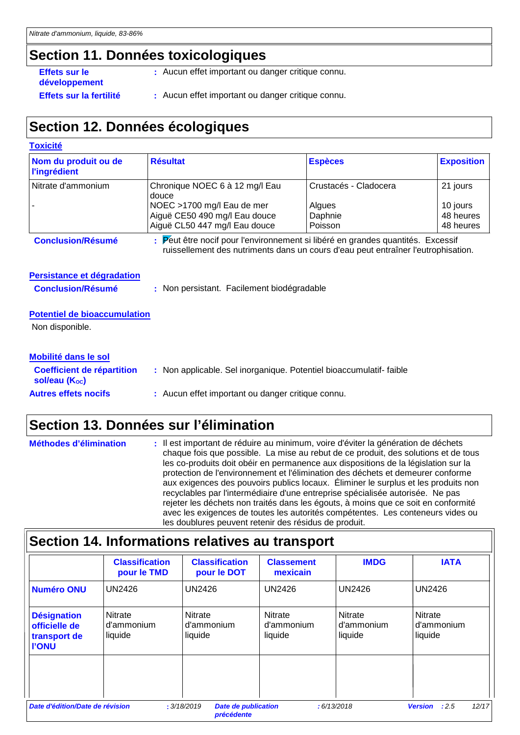## Section 11. Données toxicologiques

**Effets sur le développement** : Aucun effet important ou danger critique connu.

**Effets sur la fertilité** : Aucun effet important ou danger critique connu.

## Section 12. Données écologiques

**Toxicité**

| Nom du produit ou de l'ingrédient | Résultat | Espèces | Exposition |
|---|---|---|---|
| Nitrate d'ammonium | Chronique NOEC 6 à 12 mg/l Eau douce | Crustacés - Cladocera | 21 jours |
| - | NOEC >1700 mg/l Eau de mer | Algues | 10 jours |
| | Aiguë CE50 490 mg/l Eau douce | Daphnie | 48 heures |
| | Aiguë CL50 447 mg/l Eau douce | Poisson | 48 heures |

**Conclusion/Résumé** : Peut être nocif pour l'environnement si libéré en grandes quantités. Excessif ruissellement des nutriments dans un cours d'eau peut entraîner l'eutrophisation.

**Persistance et dégradation**

**Conclusion/Résumé** : Non persistant. Facilement biodégradable

**Potentiel de bioaccumulation**

Non disponible.

**Mobilité dans le sol**

**Coefficient de répartition sol/eau ($K_{OC}$)** : Non applicable. Sel inorganique. Potentiel bioaccumulatif- faible

**Autres effets nocifs** : Aucun effet important ou danger critique connu.

## Section 13. Données sur l'élimination

**Méthodes d'élimination** : Il est important de réduire au minimum, voire d'éviter la génération de déchets chaque fois que possible. La mise au rebut de ce produit, des solutions et de tous les co-produits doit obéir en permanence aux dispositions de la législation sur la protection de l'environnement et l'élimination des déchets et demeurer conforme aux exigences des pouvoirs publics locaux. Éliminer le surplus et les produits non recyclables par l'intermédiaire d'une entreprise spécialisée autorisée. Ne pas rejeter les déchets non traités dans les égouts, à moins que ce soit en conformité avec les exigences de toutes les autorités compétentes. Les conteneurs vides ou les doublures peuvent retenir des résidus de produit.

## Section 14. Informations relatives au transport

| | Classification pour le TMD | Classification pour le DOT | Classement mexicain | IMDG | IATA |
|---|---|---|---|---|---|
| **Numéro ONU** | UN2426 | UN2426 | UN2426 | UN2426 | UN2426 |
| **Désignation officielle de transport de l'ONU** | Nitrate d'ammonium liquide | Nitrate d'ammonium liquide | Nitrate d'ammonium liquide | Nitrate d'ammonium liquide | Nitrate d'ammonium liquide |
| | | | | | |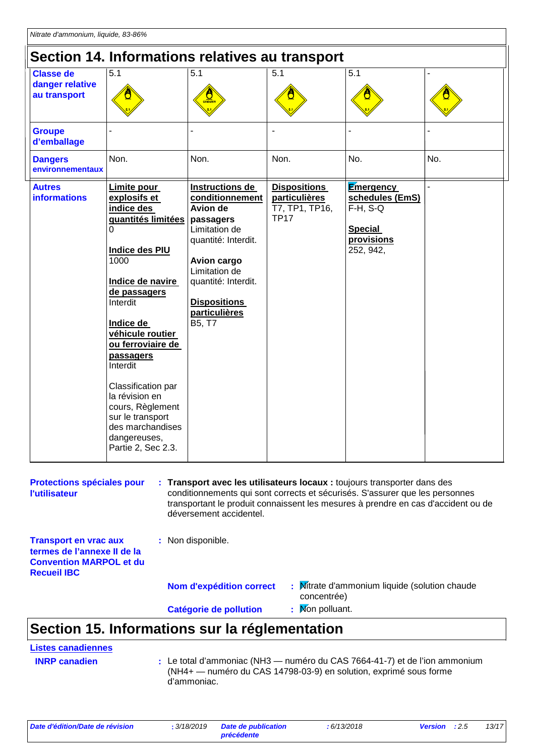## Section 14. Informations relatives au transport

| | | | | | |
|---|---|---|---|---|---|
| **Classe de danger relative au transport** | 5.1 | 5.1 | 5.1 | 5.1 | - |
| **Groupe d'emballage** | - | - | - | - | - |
| **Dangers environnementaux** | Non. | Non. | Non. | No. | No. |
| **Autres informations** | **Limite pour explosifs et indice des quantités limitées**<br>0<br><br>**Indice des PIU**<br>1000<br><br>**Indice de navire de passagers**<br>Interdit<br><br>**Indice de véhicule routier ou ferroviaire de passagers**<br>Interdit<br><br>Classification par la révision en cours, Règlement sur le transport des marchandises dangereuses, Partie 2, Sec 2.3. | **Instructions de conditionnement Avion de passagers**<br>Limitation de quantité: Interdit.<br><br>**Avion cargo**<br>Limitation de quantité: Interdit.<br><br>**Dispositions particulières**<br>B5, T7 | **Dispositions particulières**<br>T7, TP1, TP16, TP17 | **Emergency schedules (EmS)**<br>F-H, S-Q<br><br>**Special provisions**<br>252, 942, | - |

**Protections spéciales pour l'utilisateur** : **Transport avec les utilisateurs locaux :** toujours transporter dans des conditionnements qui sont corrects et sécurisés. S'assurer que les personnes transportant le produit connaissent les mesures à prendre en cas d'accident ou de déversement accidentel.

**Transport en vrac aux termes de l'annexe II de la Convention MARPOL et du Recueil IBC** : Non disponible.

**Nom d'expédition correct** : Nitrate d'ammonium liquide (solution chaude concentrée)

**Catégorie de pollution** : Non polluant.

## Section 15. Informations sur la réglementation

**Listes canadiennes**

**INRP canadien** : Le total d'ammoniac ($NH_3$ — numéro du CAS 7664-41-7) et de l'ion ammonium ($NH_4^+$ — numéro du CAS 14798-03-9) en solution, exprimé sous forme d'ammoniac.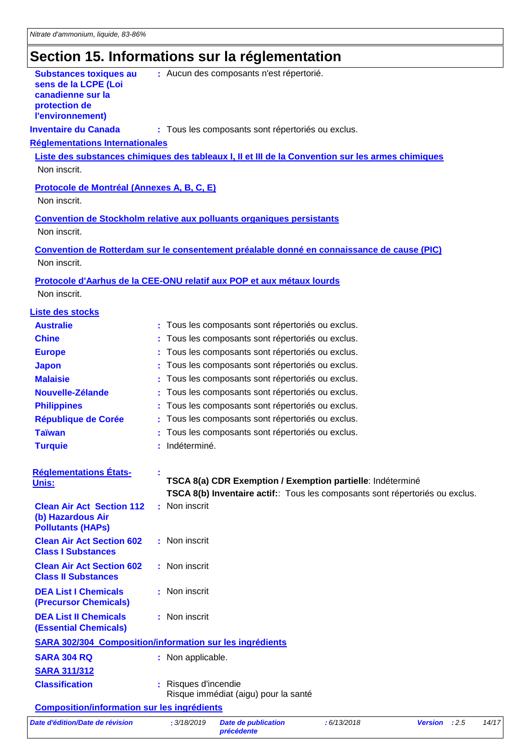## Section 15. Informations sur la réglementation

**Substances toxiques au sens de la LCPE (Loi canadienne sur la protection de l'environnement)** : Aucun des composants n'est répertorié.

**Inventaire du Canada** : Tous les composants sont répertoriés ou exclus.

**Réglementations Internationales**

**Liste des substances chimiques des tableaux I, II et III de la Convention sur les armes chimiques**

Non inscrit.

**Protocole de Montréal (Annexes A, B, C, E)**

Non inscrit.

**Convention de Stockholm relative aux polluants organiques persistants**

Non inscrit.

**Convention de Rotterdam sur le consentement préalable donné en connaissance de cause (PIC)**

Non inscrit.

**Protocole d'Aarhus de la CEE-ONU relatif aux POP et aux métaux lourds**

Non inscrit.

**Liste des stocks**

| | |
|---|---|
| **Australie** | : Tous les composants sont répertoriés ou exclus. |
| **Chine** | : Tous les composants sont répertoriés ou exclus. |
| **Europe** | : Tous les composants sont répertoriés ou exclus. |
| **Japon** | : Tous les composants sont répertoriés ou exclus. |
| **Malaisie** | : Tous les composants sont répertoriés ou exclus. |
| **Nouvelle-Zélande** | : Tous les composants sont répertoriés ou exclus. |
| **Philippines** | : Tous les composants sont répertoriés ou exclus. |
| **République de Corée** | : Tous les composants sont répertoriés ou exclus. |
| **Taïwan** | : Tous les composants sont répertoriés ou exclus. |
| **Turquie** | : Indéterminé. |

**Réglementations États-Unis:** :
**TSCA 8(a) CDR Exemption / Exemption partielle**: Indéterminé
**TSCA 8(b) Inventaire actif:**: Tous les composants sont répertoriés ou exclus.

| | |
|---|---|
| **Clean Air Act Section 112 (b) Hazardous Air Pollutants (HAPs)** | : Non inscrit |
| **Clean Air Act Section 602 Class I Substances** | : Non inscrit |
| **Clean Air Act Section 602 Class II Substances** | : Non inscrit |
| **DEA List I Chemicals (Precursor Chemicals)** | : Non inscrit |
| **DEA List II Chemicals (Essential Chemicals)** | : Non inscrit |

**SARA 302/304 Composition/information sur les ingrédients**

**SARA 304 RQ** : Non applicable.

**SARA 311/312**

**Classification** : Risques d'incendie
Risque immédiat (aigu) pour la santé

**Composition/information sur les ingrédients**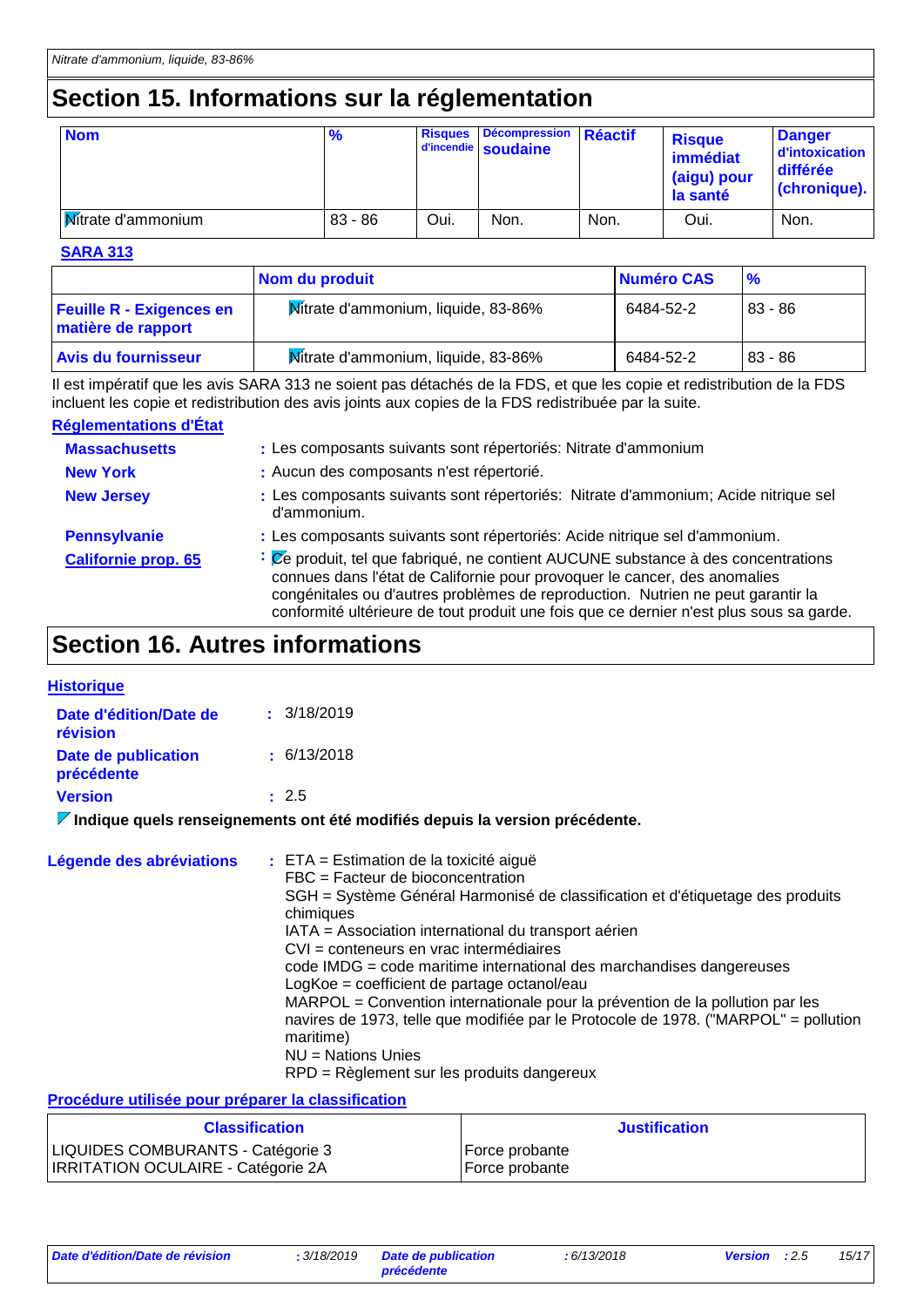## Section 15. Informations sur la réglementation

| Nom | % | Risques d'incendie | Décompression soudaine | Réactif | Risque immédiat (aigu) pour la santé | Danger d'intoxication différée (chronique). |
|---|---|---|---|---|---|---|
| Nitrate d'ammonium | 83 - 86 | Oui. | Non. | Non. | Oui. | Non. |

**SARA 313**

| | Nom du produit | Numéro CAS | % |
|---|---|---|---|
| **Feuille R - Exigences en matière de rapport** | Nitrate d'ammonium, liquide, 83-86% | 6484-52-2 | 83 - 86 |
| **Avis du fournisseur** | Nitrate d'ammonium, liquide, 83-86% | 6484-52-2 | 83 - 86 |

Il est impératif que les avis SARA 313 ne soient pas détachés de la FDS, et que les copie et redistribution de la FDS incluent les copie et redistribution des avis joints aux copies de la FDS redistribuée par la suite.

**Réglementations d'État**

**Massachusetts** : Les composants suivants sont répertoriés: Nitrate d'ammonium

**New York** : Aucun des composants n'est répertorié.

**New Jersey** : Les composants suivants sont répertoriés: Nitrate d'ammonium; Acide nitrique sel d'ammonium.

**Pennsylvanie** : Les composants suivants sont répertoriés: Acide nitrique sel d'ammonium.

**Californie prop. 65** : Ce produit, tel que fabriqué, ne contient AUCUNE substance à des concentrations connues dans l'état de Californie pour provoquer le cancer, des anomalies congénitales ou d'autres problèmes de reproduction. Nutrien ne peut garantir la conformité ultérieure de tout produit une fois que ce dernier n'est plus sous sa garde.

## Section 16. Autres informations

**Historique**

**Date d'édition/Date de révision** : 3/18/2019

**Date de publication précédente** : 6/13/2018

**Version** : 2.5

**Indique quels renseignements ont été modifiés depuis la version précédente.**

**Légende des abréviations** :
ETA = Estimation de la toxicité aiguë
FBC = Facteur de bioconcentration
SGH = Système Général Harmonisé de classification et d'étiquetage des produits chimiques
IATA = Association international du transport aérien
CVI = conteneurs en vrac intermédiaires
code IMDG = code maritime international des marchandises dangereuses
LogKoe = coefficient de partage octanol/eau
MARPOL = Convention internationale pour la prévention de la pollution par les navires de 1973, telle que modifiée par le Protocole de 1978. ("MARPOL" = pollution maritime)
NU = Nations Unies
RPD = Règlement sur les produits dangereux

**Procédure utilisée pour préparer la classification**

| Classification | Justification |
|---|---|
| LIQUIDES COMBURANTS - Catégorie 3<br>IRRITATION OCULAIRE - Catégorie 2A | Force probante<br>Force probante |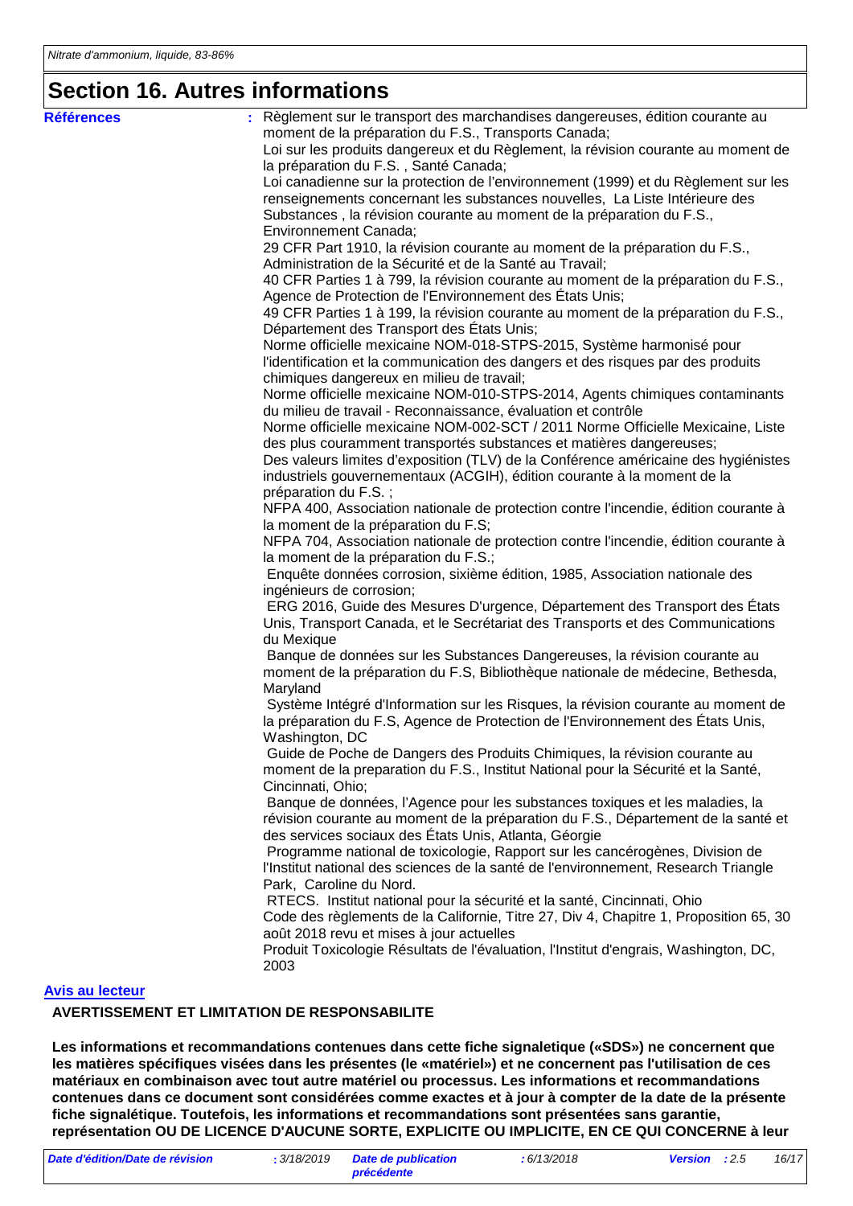# Section 16. Autres informations

**Références** : Règlement sur le transport des marchandises dangereuses, édition courante au moment de la préparation du F.S., Transports Canada;
Loi sur les produits dangereux et du Règlement, la révision courante au moment de la préparation du F.S. , Santé Canada;
Loi canadienne sur la protection de l'environnement (1999) et du Règlement sur les renseignements concernant les substances nouvelles, La Liste Intérieure des Substances , la révision courante au moment de la préparation du F.S., Environnement Canada;
29 CFR Part 1910, la révision courante au moment de la préparation du F.S., Administration de la Sécurité et de la Santé au Travail;
40 CFR Parties 1 à 799, la révision courante au moment de la préparation du F.S., Agence de Protection de l'Environnement des États Unis;
49 CFR Parties 1 à 199, la révision courante au moment de la préparation du F.S., Département des Transport des États Unis;
Norme officielle mexicaine NOM-018-STPS-2015, Système harmonisé pour l'identification et la communication des dangers et des risques par des produits chimiques dangereux en milieu de travail;
Norme officielle mexicaine NOM-010-STPS-2014, Agents chimiques contaminants du milieu de travail - Reconnaissance, évaluation et contrôle
Norme officielle mexicaine NOM-002-SCT / 2011 Norme Officielle Mexicaine, Liste des plus couramment transportés substances et matières dangereuses;
Des valeurs limites d'exposition (TLV) de la Conférence américaine des hygiénistes industriels gouvernementaux (ACGIH), édition courante à la moment de la préparation du F.S. ;
NFPA 400, Association nationale de protection contre l'incendie, édition courante à la moment de la préparation du F.S;
NFPA 704, Association nationale de protection contre l'incendie, édition courante à la moment de la préparation du F.S.;
Enquête données corrosion, sixième édition, 1985, Association nationale des ingénieurs de corrosion;
ERG 2016, Guide des Mesures D'urgence, Département des Transport des États Unis, Transport Canada, et le Secrétariat des Transports et des Communications du Mexique
Banque de données sur les Substances Dangereuses, la révision courante au moment de la préparation du F.S, Bibliothèque nationale de médecine, Bethesda, Maryland
Système Intégré d'Information sur les Risques, la révision courante au moment de la préparation du F.S, Agence de Protection de l'Environnement des États Unis, Washington, DC
Guide de Poche de Dangers des Produits Chimiques, la révision courante au moment de la preparation du F.S., Institut National pour la Sécurité et la Santé, Cincinnati, Ohio;
Banque de données, l'Agence pour les substances toxiques et les maladies, la révision courante au moment de la préparation du F.S., Département de la santé et des services sociaux des États Unis, Atlanta, Géorgie
Programme national de toxicologie, Rapport sur les cancérogènes, Division de l'Institut national des sciences de la santé de l'environnement, Research Triangle Park, Caroline du Nord.
RTECS. Institut national pour la sécurité et la santé, Cincinnati, Ohio
Code des règlements de la Californie, Titre 27, Div 4, Chapitre 1, Proposition 65, 30 août 2018 revu et mises à jour actuelles
Produit Toxicologie Résultats de l'évaluation, l'Institut d'engrais, Washington, DC, 2003

**Avis au lecteur**

**AVERTISSEMENT ET LIMITATION DE RESPONSABILITE**

**Les informations et recommandations contenues dans cette fiche signaletique («SDS») ne concernent que les matières spécifiques visées dans les présentes (le «matériel») et ne concernent pas l'utilisation de ces matériaux en combinaison avec tout autre matériel ou processus. Les informations et recommandations contenues dans ce document sont considérées comme exactes et à jour à compter de la date de la présente fiche signalétique. Toutefois, les informations et recommandations sont présentées sans garantie, représentation OU DE LICENCE D'AUCUNE SORTE, EXPLICITE OU IMPLICITE, EN CE QUI CONCERNE à leur**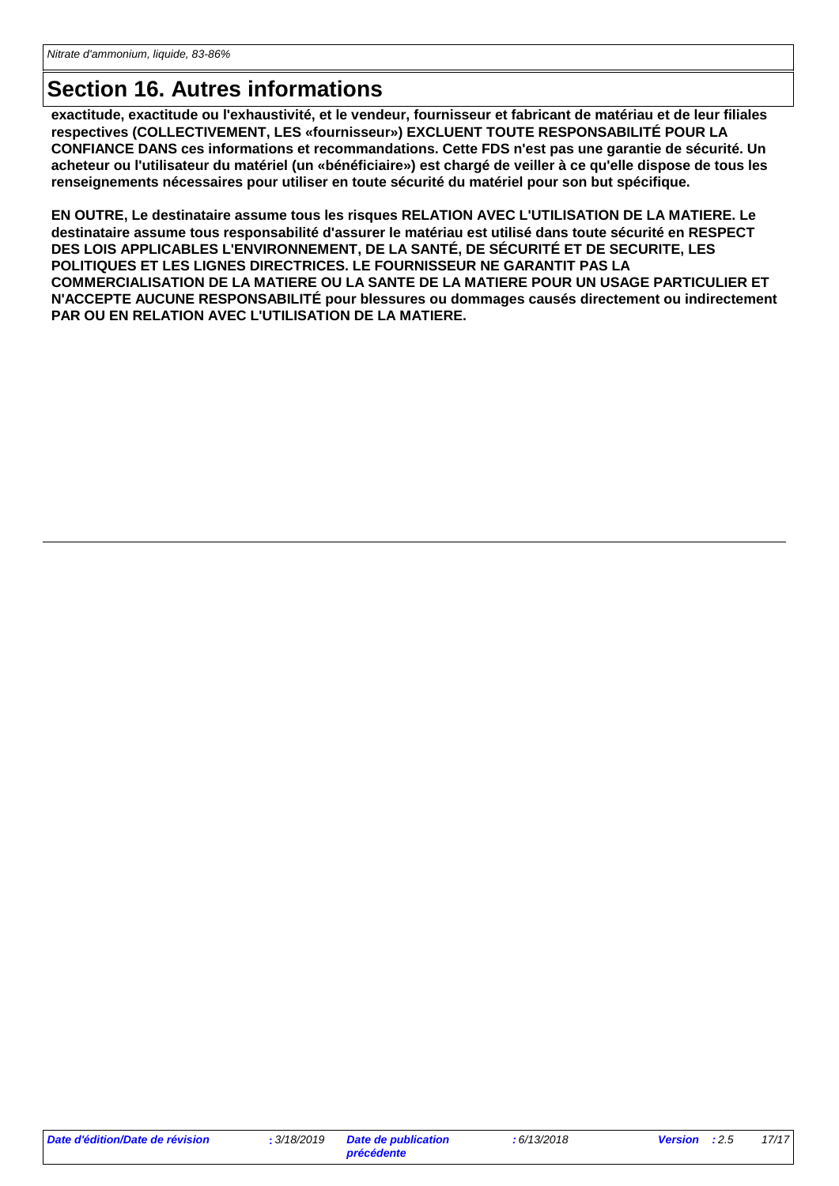# Section 16. Autres informations

**exactitude, exactitude ou l'exhaustivité, et le vendeur, fournisseur et fabricant de matériau et de leur filiales respectives (COLLECTIVEMENT, LES «fournisseur») EXCLUENT TOUTE RESPONSABILITÉ POUR LA CONFIANCE DANS ces informations et recommandations. Cette FDS n'est pas une garantie de sécurité. Un acheteur ou l'utilisateur du matériel (un «bénéficiaire») est chargé de veiller à ce qu'elle dispose de tous les renseignements nécessaires pour utiliser en toute sécurité du matériel pour son but spécifique.**

**EN OUTRE, Le destinataire assume tous les risques RELATION AVEC L'UTILISATION DE LA MATIERE. Le destinataire assume tous responsabilité d'assurer le matériau est utilisé dans toute sécurité en RESPECT DES LOIS APPLICABLES L'ENVIRONNEMENT, DE LA SANTÉ, DE SÉCURITÉ ET DE SECURITE, LES POLITIQUES ET LES LIGNES DIRECTRICES. LE FOURNISSEUR NE GARANTIT PAS LA COMMERCIALISATION DE LA MATIERE OU LA SANTE DE LA MATIERE POUR UN USAGE PARTICULIER ET N'ACCEPTE AUCUNE RESPONSABILITÉ pour blessures ou dommages causés directement ou indirectement PAR OU EN RELATION AVEC L'UTILISATION DE LA MATIERE.**